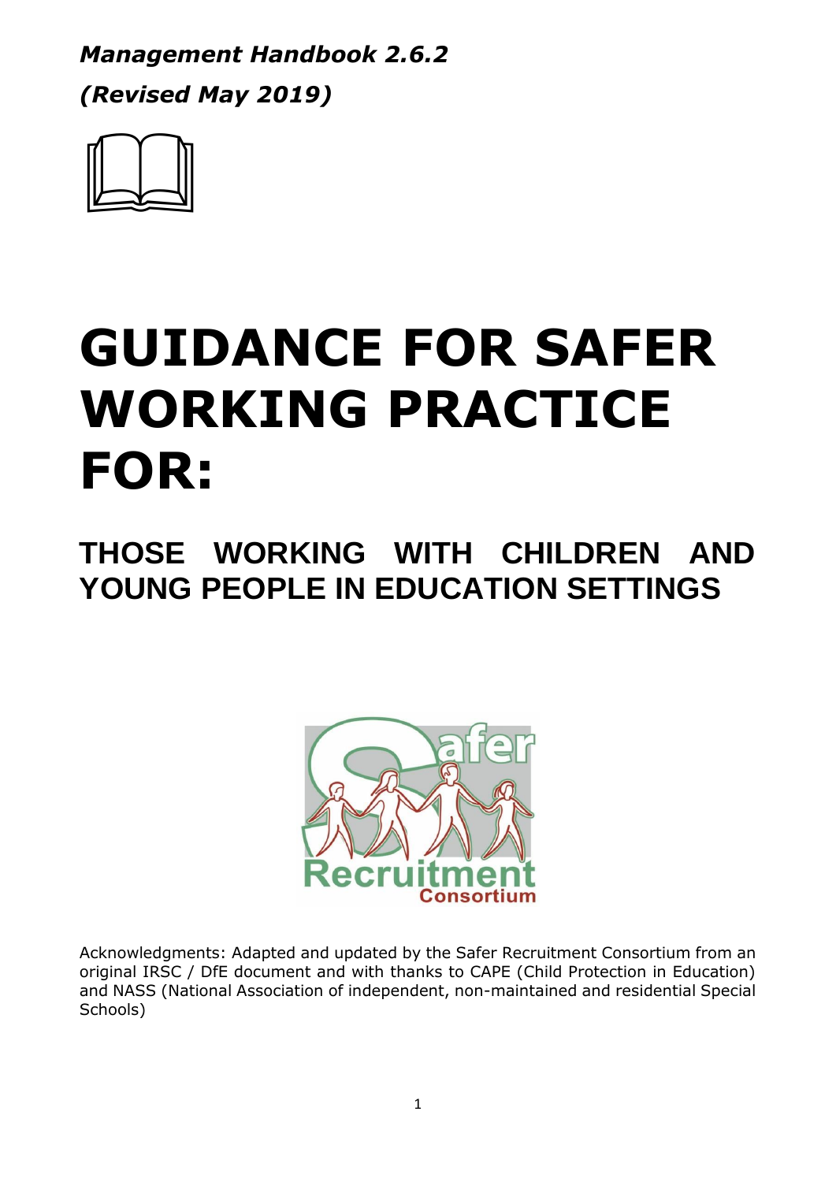***Management Handbook 2.6.2***

***(Revised May 2019)***

# GUIDANCE FOR SAFER WORKING PRACTICE FOR:

## THOSE WORKING WITH CHILDREN AND YOUNG PEOPLE IN EDUCATION SETTINGS

Acknowledgments: Adapted and updated by the Safer Recruitment Consortium from an original IRSC / DfE document and with thanks to CAPE (Child Protection in Education) and NASS (National Association of independent, non-maintained and residential Special Schools)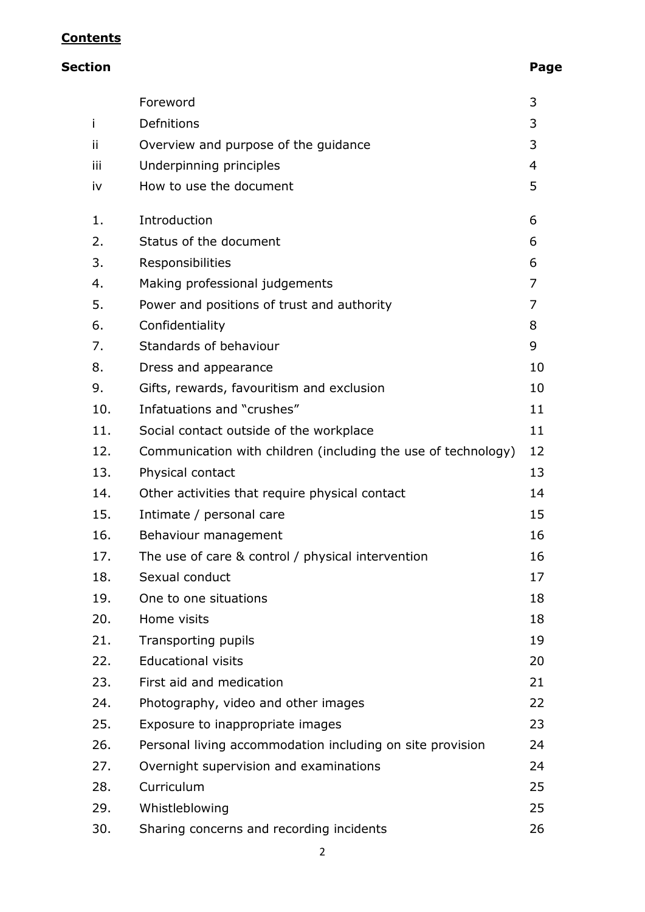## **Contents**

| **Section** | | **Page** |
|---|---|---|
| | Foreword | 3 |
| i | Defnitions | 3 |
| ii | Overview and purpose of the guidance | 3 |
| iii | Underpinning principles | 4 |
| iv | How to use the document | 5 |
| 1. | Introduction | 6 |
| 2. | Status of the document | 6 |
| 3. | Responsibilities | 6 |
| 4. | Making professional judgements | 7 |
| 5. | Power and positions of trust and authority | 7 |
| 6. | Confidentiality | 8 |
| 7. | Standards of behaviour | 9 |
| 8. | Dress and appearance | 10 |
| 9. | Gifts, rewards, favouritism and exclusion | 10 |
| 10. | Infatuations and "crushes" | 11 |
| 11. | Social contact outside of the workplace | 11 |
| 12. | Communication with children (including the use of technology) | 12 |
| 13. | Physical contact | 13 |
| 14. | Other activities that require physical contact | 14 |
| 15. | Intimate / personal care | 15 |
| 16. | Behaviour management | 16 |
| 17. | The use of care & control / physical intervention | 16 |
| 18. | Sexual conduct | 17 |
| 19. | One to one situations | 18 |
| 20. | Home visits | 18 |
| 21. | Transporting pupils | 19 |
| 22. | Educational visits | 20 |
| 23. | First aid and medication | 21 |
| 24. | Photography, video and other images | 22 |
| 25. | Exposure to inappropriate images | 23 |
| 26. | Personal living accommodation including on site provision | 24 |
| 27. | Overnight supervision and examinations | 24 |
| 28. | Curriculum | 25 |
| 29. | Whistleblowing | 25 |
| 30. | Sharing concerns and recording incidents | 26 |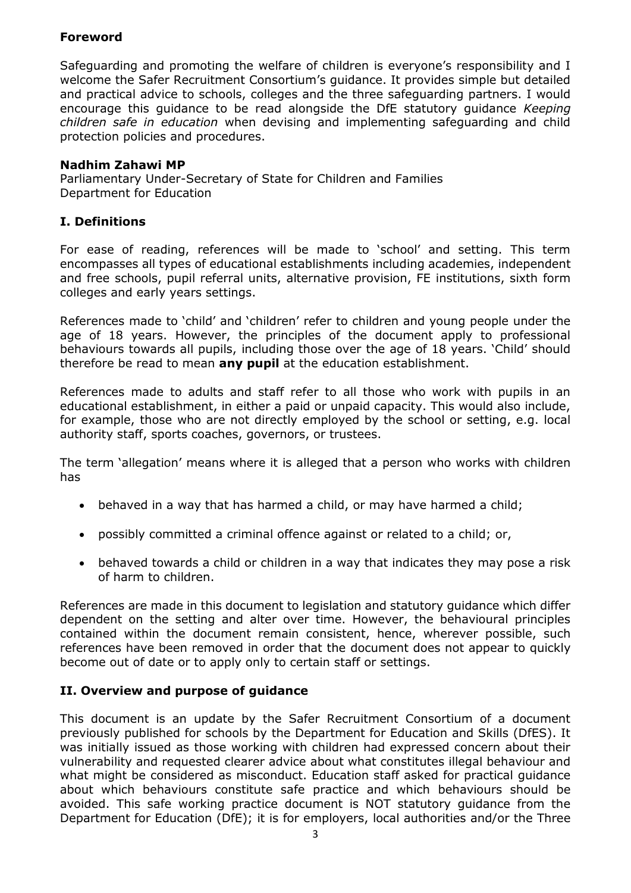## Foreword

Safeguarding and promoting the welfare of children is everyone's responsibility and I welcome the Safer Recruitment Consortium's guidance. It provides simple but detailed and practical advice to schools, colleges and the three safeguarding partners. I would encourage this guidance to be read alongside the DfE statutory guidance *Keeping children safe in education* when devising and implementing safeguarding and child protection policies and procedures.

**Nadhim Zahawi MP**
Parliamentary Under-Secretary of State for Children and Families
Department for Education

## I. Definitions

For ease of reading, references will be made to 'school' and setting. This term encompasses all types of educational establishments including academies, independent and free schools, pupil referral units, alternative provision, FE institutions, sixth form colleges and early years settings.

References made to 'child' and 'children' refer to children and young people under the age of 18 years. However, the principles of the document apply to professional behaviours towards all pupils, including those over the age of 18 years. 'Child' should therefore be read to mean **any pupil** at the education establishment.

References made to adults and staff refer to all those who work with pupils in an educational establishment, in either a paid or unpaid capacity. This would also include, for example, those who are not directly employed by the school or setting, e.g. local authority staff, sports coaches, governors, or trustees.

The term 'allegation' means where it is alleged that a person who works with children has

- behaved in a way that has harmed a child, or may have harmed a child;
- possibly committed a criminal offence against or related to a child; or,
- behaved towards a child or children in a way that indicates they may pose a risk of harm to children.

References are made in this document to legislation and statutory guidance which differ dependent on the setting and alter over time. However, the behavioural principles contained within the document remain consistent, hence, wherever possible, such references have been removed in order that the document does not appear to quickly become out of date or to apply only to certain staff or settings.

## II. Overview and purpose of guidance

This document is an update by the Safer Recruitment Consortium of a document previously published for schools by the Department for Education and Skills (DfES). It was initially issued as those working with children had expressed concern about their vulnerability and requested clearer advice about what constitutes illegal behaviour and what might be considered as misconduct. Education staff asked for practical guidance about which behaviours constitute safe practice and which behaviours should be avoided. This safe working practice document is NOT statutory guidance from the Department for Education (DfE); it is for employers, local authorities and/or the Three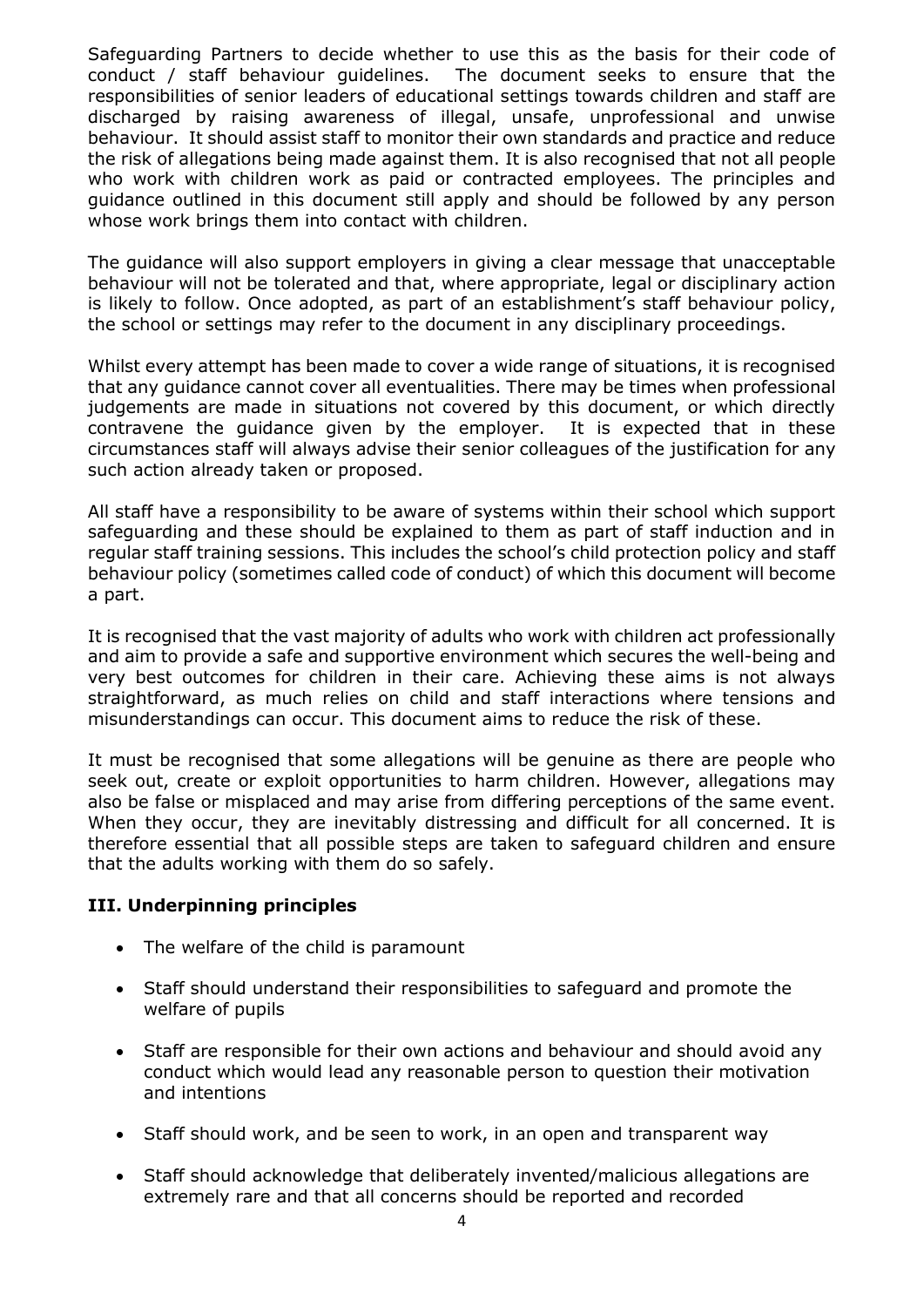Safeguarding Partners to decide whether to use this as the basis for their code of conduct / staff behaviour guidelines. The document seeks to ensure that the responsibilities of senior leaders of educational settings towards children and staff are discharged by raising awareness of illegal, unsafe, unprofessional and unwise behaviour. It should assist staff to monitor their own standards and practice and reduce the risk of allegations being made against them. It is also recognised that not all people who work with children work as paid or contracted employees. The principles and guidance outlined in this document still apply and should be followed by any person whose work brings them into contact with children.

The guidance will also support employers in giving a clear message that unacceptable behaviour will not be tolerated and that, where appropriate, legal or disciplinary action is likely to follow. Once adopted, as part of an establishment's staff behaviour policy, the school or settings may refer to the document in any disciplinary proceedings.

Whilst every attempt has been made to cover a wide range of situations, it is recognised that any guidance cannot cover all eventualities. There may be times when professional judgements are made in situations not covered by this document, or which directly contravene the guidance given by the employer. It is expected that in these circumstances staff will always advise their senior colleagues of the justification for any such action already taken or proposed.

All staff have a responsibility to be aware of systems within their school which support safeguarding and these should be explained to them as part of staff induction and in regular staff training sessions. This includes the school's child protection policy and staff behaviour policy (sometimes called code of conduct) of which this document will become a part.

It is recognised that the vast majority of adults who work with children act professionally and aim to provide a safe and supportive environment which secures the well-being and very best outcomes for children in their care. Achieving these aims is not always straightforward, as much relies on child and staff interactions where tensions and misunderstandings can occur. This document aims to reduce the risk of these.

It must be recognised that some allegations will be genuine as there are people who seek out, create or exploit opportunities to harm children. However, allegations may also be false or misplaced and may arise from differing perceptions of the same event. When they occur, they are inevitably distressing and difficult for all concerned. It is therefore essential that all possible steps are taken to safeguard children and ensure that the adults working with them do so safely.

### III. Underpinning principles

- The welfare of the child is paramount
- Staff should understand their responsibilities to safeguard and promote the welfare of pupils
- Staff are responsible for their own actions and behaviour and should avoid any conduct which would lead any reasonable person to question their motivation and intentions
- Staff should work, and be seen to work, in an open and transparent way
- Staff should acknowledge that deliberately invented/malicious allegations are extremely rare and that all concerns should be reported and recorded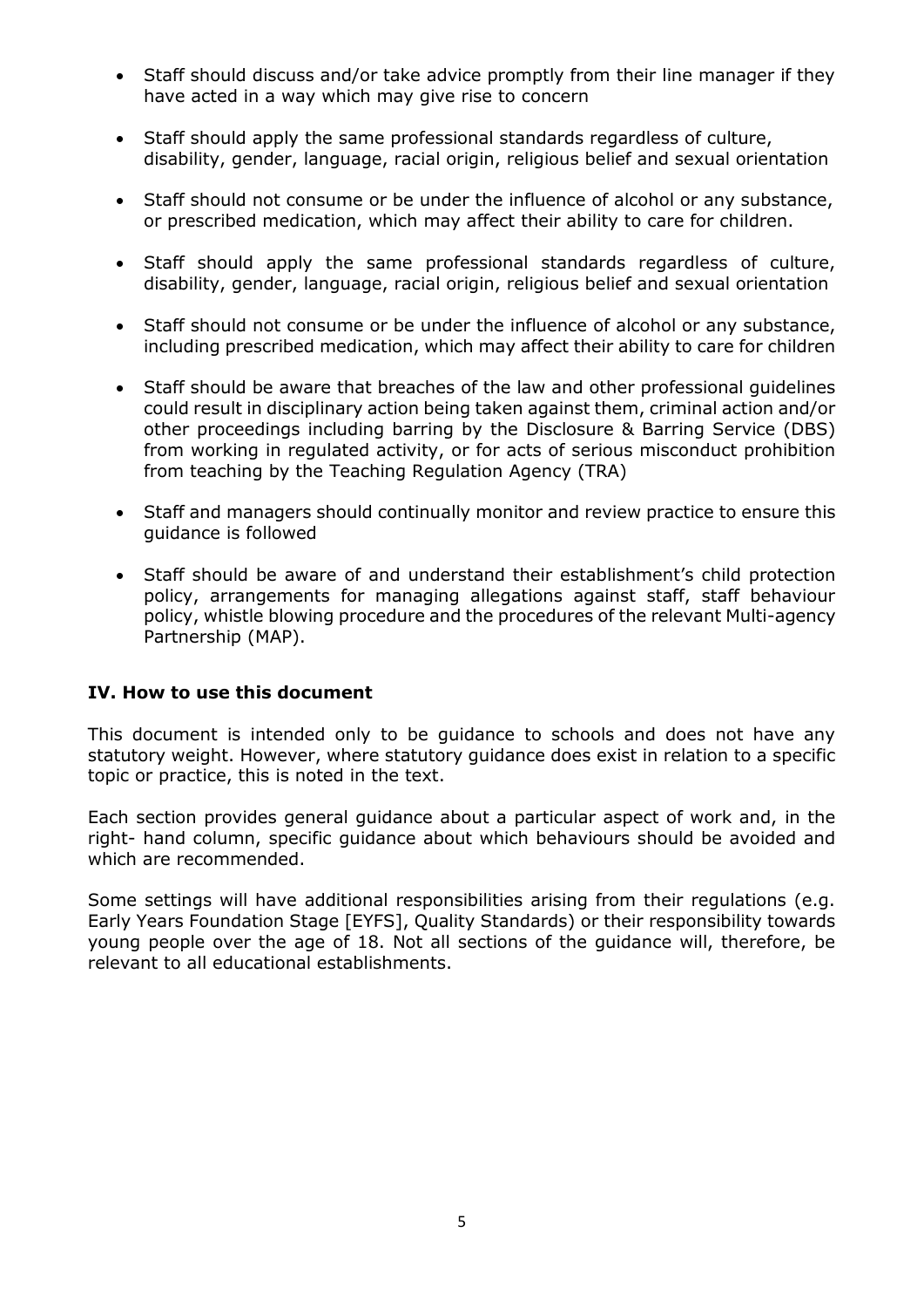- Staff should discuss and/or take advice promptly from their line manager if they have acted in a way which may give rise to concern
- Staff should apply the same professional standards regardless of culture, disability, gender, language, racial origin, religious belief and sexual orientation
- Staff should not consume or be under the influence of alcohol or any substance, or prescribed medication, which may affect their ability to care for children.
- Staff should apply the same professional standards regardless of culture, disability, gender, language, racial origin, religious belief and sexual orientation
- Staff should not consume or be under the influence of alcohol or any substance, including prescribed medication, which may affect their ability to care for children
- Staff should be aware that breaches of the law and other professional guidelines could result in disciplinary action being taken against them, criminal action and/or other proceedings including barring by the Disclosure & Barring Service (DBS) from working in regulated activity, or for acts of serious misconduct prohibition from teaching by the Teaching Regulation Agency (TRA)
- Staff and managers should continually monitor and review practice to ensure this guidance is followed
- Staff should be aware of and understand their establishment's child protection policy, arrangements for managing allegations against staff, staff behaviour policy, whistle blowing procedure and the procedures of the relevant Multi-agency Partnership (MAP).

### IV. How to use this document

This document is intended only to be guidance to schools and does not have any statutory weight. However, where statutory guidance does exist in relation to a specific topic or practice, this is noted in the text.

Each section provides general guidance about a particular aspect of work and, in the right- hand column, specific guidance about which behaviours should be avoided and which are recommended.

Some settings will have additional responsibilities arising from their regulations (e.g. Early Years Foundation Stage [EYFS], Quality Standards) or their responsibility towards young people over the age of 18. Not all sections of the guidance will, therefore, be relevant to all educational establishments.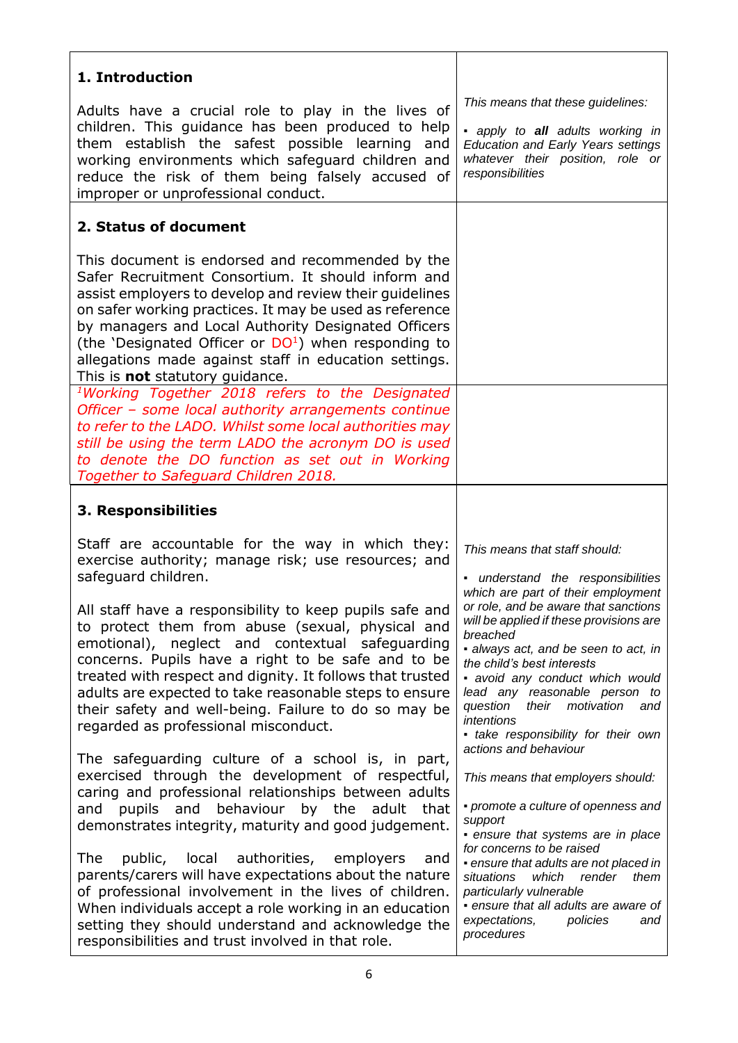## 1. Introduction

Adults have a crucial role to play in the lives of children. This guidance has been produced to help them establish the safest possible learning and working environments which safeguard children and reduce the risk of them being falsely accused of improper or unprofessional conduct.

*This means that these guidelines:*

- *apply to **all** adults working in Education and Early Years settings whatever their position, role or responsibilities*

## 2. Status of document

This document is endorsed and recommended by the Safer Recruitment Consortium. It should inform and assist employers to develop and review their guidelines on safer working practices. It may be used as reference by managers and Local Authority Designated Officers (the 'Designated Officer or DO[1]) when responding to allegations made against staff in education settings. This is **not** statutory guidance.

*[1]Working Together 2018 refers to the Designated Officer – some local authority arrangements continue to refer to the LADO. Whilst some local authorities may still be using the term LADO the acronym DO is used to denote the DO function as set out in Working Together to Safeguard Children 2018.*

## 3. Responsibilities

Staff are accountable for the way in which they: exercise authority; manage risk; use resources; and safeguard children.

All staff have a responsibility to keep pupils safe and to protect them from abuse (sexual, physical and emotional), neglect and contextual safeguarding concerns. Pupils have a right to be safe and to be treated with respect and dignity. It follows that trusted adults are expected to take reasonable steps to ensure their safety and well-being. Failure to do so may be regarded as professional misconduct.

The safeguarding culture of a school is, in part, exercised through the development of respectful, caring and professional relationships between adults and pupils and behaviour by the adult that demonstrates integrity, maturity and good judgement.

The public, local authorities, employers and parents/carers will have expectations about the nature of professional involvement in the lives of children. When individuals accept a role working in an education setting they should understand and acknowledge the responsibilities and trust involved in that role.

*This means that staff should:*

- *understand the responsibilities which are part of their employment or role, and be aware that sanctions will be applied if these provisions are breached*
- *always act, and be seen to act, in the child's best interests*
- *avoid any conduct which would lead any reasonable person to question their motivation and intentions*
- *take responsibility for their own actions and behaviour*

*This means that employers should:*

- *promote a culture of openness and support*
- *ensure that systems are in place for concerns to be raised*
- *ensure that adults are not placed in situations which render them particularly vulnerable*
- *ensure that all adults are aware of expectations, policies and procedures*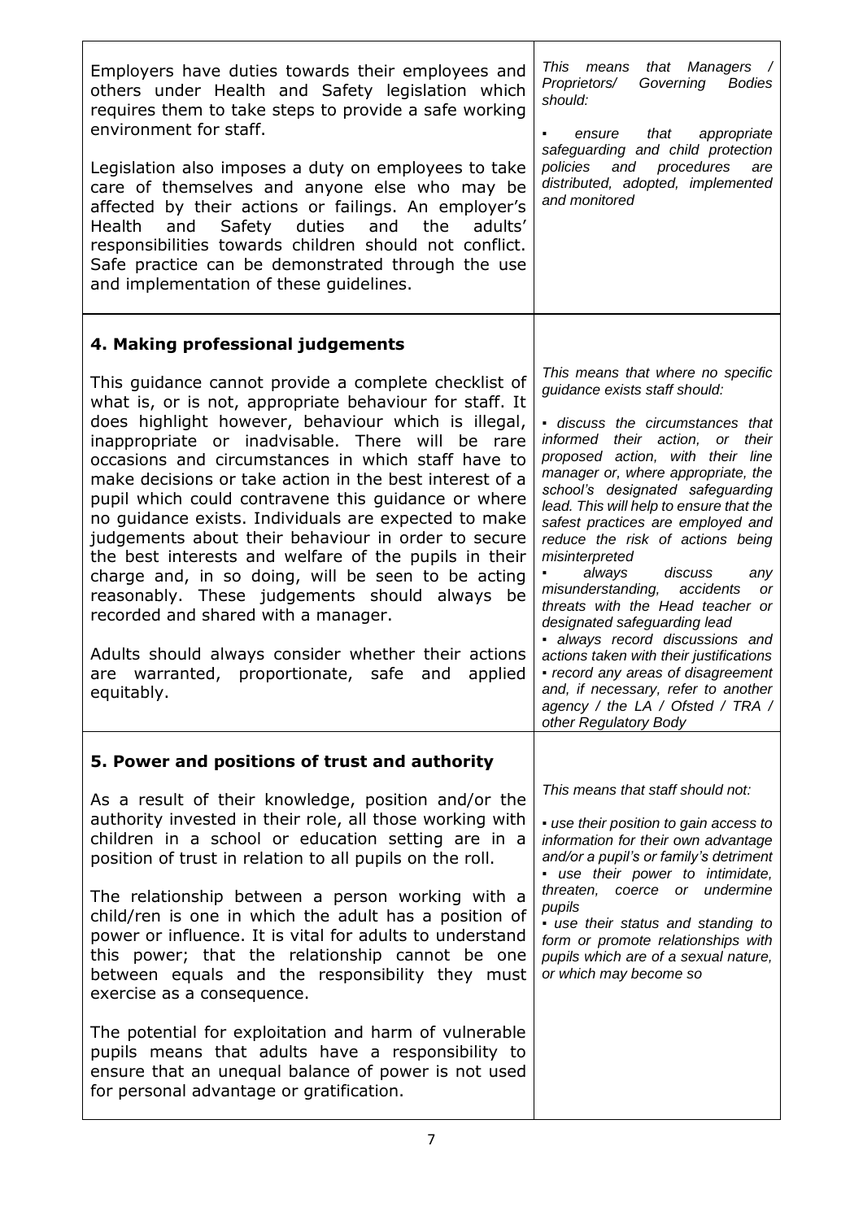| | |
|---|---|
| Employers have duties towards their employees and others under Health and Safety legislation which requires them to take steps to provide a safe working environment for staff.<br><br>Legislation also imposes a duty on employees to take care of themselves and anyone else who may be affected by their actions or failings. An employer's Health and Safety duties and the adults' responsibilities towards children should not conflict. Safe practice can be demonstrated through the use and implementation of these guidelines. | *This means that Managers / Proprietors/ Governing Bodies should:*<br><br>*▪ ensure that appropriate safeguarding and child protection policies and procedures are distributed, adopted, implemented and monitored* |
| **4. Making professional judgements**<br><br>This guidance cannot provide a complete checklist of what is, or is not, appropriate behaviour for staff. It does highlight however, behaviour which is illegal, inappropriate or inadvisable. There will be rare occasions and circumstances in which staff have to make decisions or take action in the best interest of a pupil which could contravene this guidance or where no guidance exists. Individuals are expected to make judgements about their behaviour in order to secure the best interests and welfare of the pupils in their charge and, in so doing, will be seen to be acting reasonably. These judgements should always be recorded and shared with a manager.<br><br>Adults should always consider whether their actions are warranted, proportionate, safe and applied equitably. | *This means that where no specific guidance exists staff should:*<br><br>*▪ discuss the circumstances that informed their action, or their proposed action, with their line manager or, where appropriate, the school's designated safeguarding lead. This will help to ensure that the safest practices are employed and reduce the risk of actions being misinterpreted*<br>*▪ always discuss any misunderstanding, accidents or threats with the Head teacher or designated safeguarding lead*<br>*▪ always record discussions and actions taken with their justifications*<br>*▪ record any areas of disagreement and, if necessary, refer to another agency / the LA / Ofsted / TRA / other Regulatory Body* |
| **5. Power and positions of trust and authority**<br><br>As a result of their knowledge, position and/or the authority invested in their role, all those working with children in a school or education setting are in a position of trust in relation to all pupils on the roll.<br><br>The relationship between a person working with a child/ren is one in which the adult has a position of power or influence. It is vital for adults to understand this power; that the relationship cannot be one between equals and the responsibility they must exercise as a consequence.<br><br>The potential for exploitation and harm of vulnerable pupils means that adults have a responsibility to ensure that an unequal balance of power is not used for personal advantage or gratification. | *This means that staff should not:*<br><br>*▪ use their position to gain access to information for their own advantage and/or a pupil's or family's detriment*<br>*▪ use their power to intimidate, threaten, coerce or undermine pupils*<br>*▪ use their status and standing to form or promote relationships with pupils which are of a sexual nature, or which may become so* |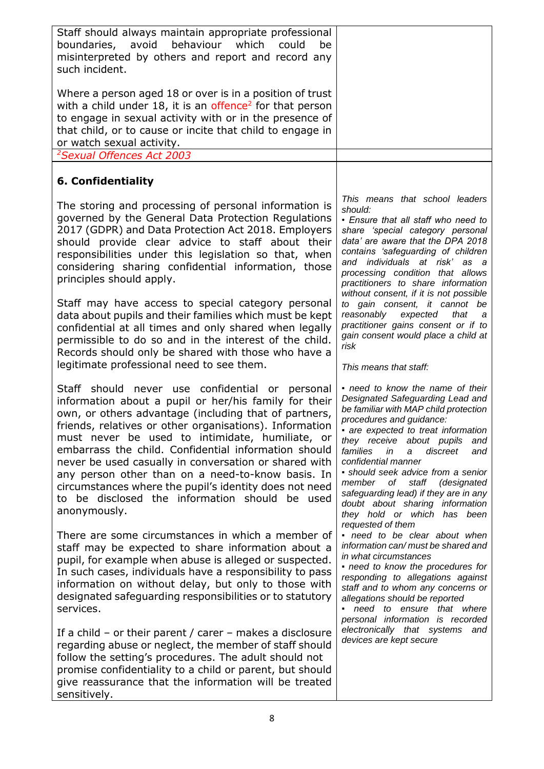Staff should always maintain appropriate professional boundaries, avoid behaviour which could be misinterpreted by others and report and record any such incident.

Where a person aged 18 or over is in a position of trust with a child under 18, it is an offence[2] for that person to engage in sexual activity with or in the presence of that child, or to cause or incite that child to engage in or watch sexual activity.

*[2]Sexual Offences Act 2003*

## 6. Confidentiality

The storing and processing of personal information is governed by the General Data Protection Regulations 2017 (GDPR) and Data Protection Act 2018. Employers should provide clear advice to staff about their responsibilities under this legislation so that, when considering sharing confidential information, those principles should apply.

Staff may have access to special category personal data about pupils and their families which must be kept confidential at all times and only shared when legally permissible to do so and in the interest of the child. Records should only be shared with those who have a legitimate professional need to see them.

Staff should never use confidential or personal information about a pupil or her/his family for their own, or others advantage (including that of partners, friends, relatives or other organisations). Information must never be used to intimidate, humiliate, or embarrass the child. Confidential information should never be used casually in conversation or shared with any person other than on a need-to-know basis. In circumstances where the pupil's identity does not need to be disclosed the information should be used anonymously.

There are some circumstances in which a member of staff may be expected to share information about a pupil, for example when abuse is alleged or suspected. In such cases, individuals have a responsibility to pass information on without delay, but only to those with designated safeguarding responsibilities or to statutory services.

If a child – or their parent / carer – makes a disclosure regarding abuse or neglect, the member of staff should follow the setting's procedures. The adult should not promise confidentiality to a child or parent, but should give reassurance that the information will be treated sensitively.

*This means that school leaders should:*

- *Ensure that all staff who need to share 'special category personal data' are aware that the DPA 2018 contains 'safeguarding of children and individuals at risk' as a processing condition that allows practitioners to share information without consent, if it is not possible to gain consent, it cannot be reasonably expected that a practitioner gains consent or if to gain consent would place a child at risk*

*This means that staff:*

- *need to know the name of their Designated Safeguarding Lead and be familiar with MAP child protection procedures and guidance:*
- *are expected to treat information they receive about pupils and families in a discreet and confidential manner*
- *should seek advice from a senior member of staff (designated safeguarding lead) if they are in any doubt about sharing information they hold or which has been requested of them*
- *need to be clear about when information can/ must be shared and in what circumstances*
- *need to know the procedures for responding to allegations against staff and to whom any concerns or allegations should be reported*
- *need to ensure that where personal information is recorded electronically that systems and devices are kept secure*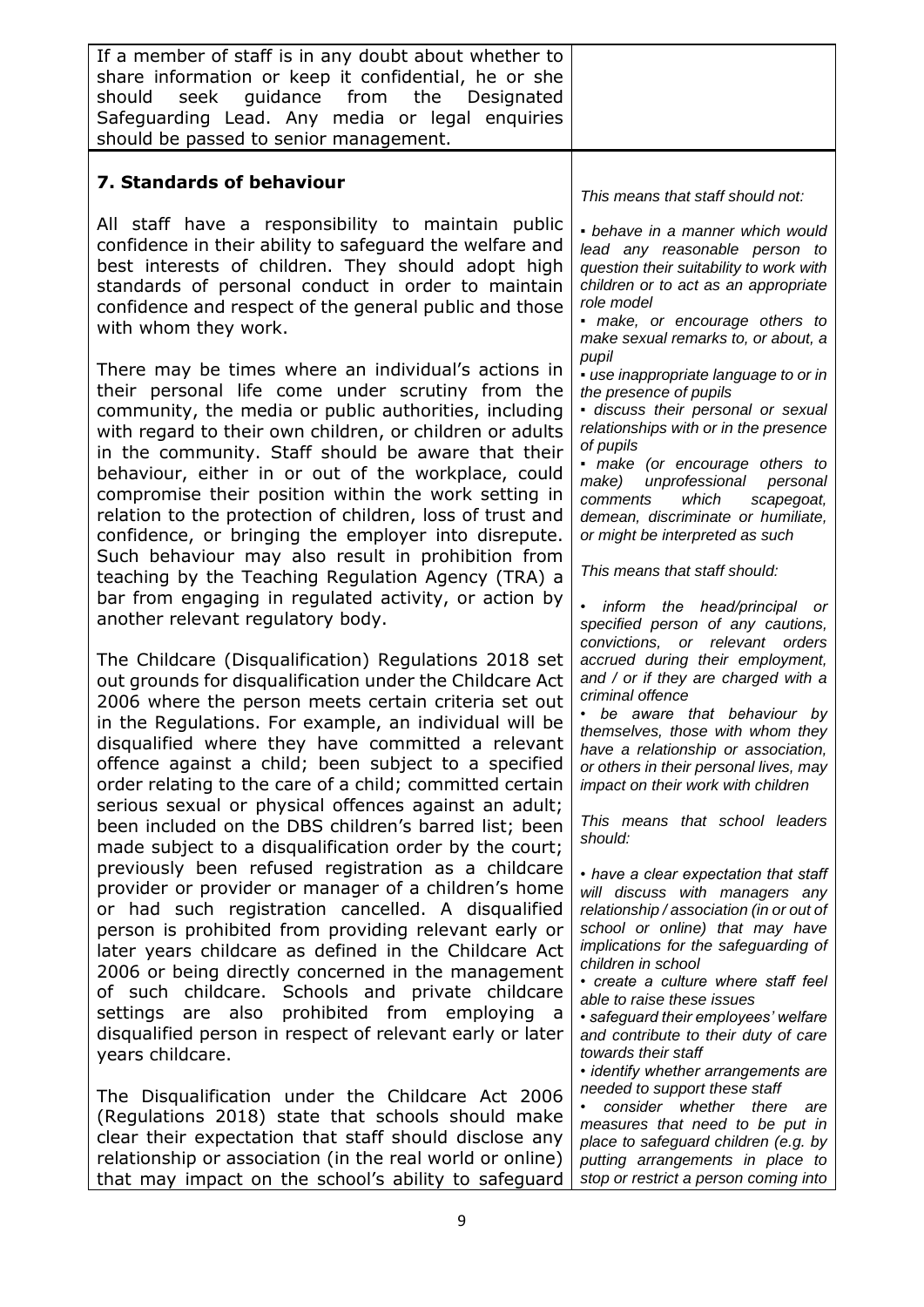If a member of staff is in any doubt about whether to share information or keep it confidential, he or she should seek guidance from the Designated Safeguarding Lead. Any media or legal enquiries should be passed to senior management.

## 7. Standards of behaviour

All staff have a responsibility to maintain public confidence in their ability to safeguard the welfare and best interests of children. They should adopt high standards of personal conduct in order to maintain confidence and respect of the general public and those with whom they work.

There may be times where an individual's actions in their personal life come under scrutiny from the community, the media or public authorities, including with regard to their own children, or children or adults in the community. Staff should be aware that their behaviour, either in or out of the workplace, could compromise their position within the work setting in relation to the protection of children, loss of trust and confidence, or bringing the employer into disrepute. Such behaviour may also result in prohibition from teaching by the Teaching Regulation Agency (TRA) a bar from engaging in regulated activity, or action by another relevant regulatory body.

The Childcare (Disqualification) Regulations 2018 set out grounds for disqualification under the Childcare Act 2006 where the person meets certain criteria set out in the Regulations. For example, an individual will be disqualified where they have committed a relevant offence against a child; been subject to a specified order relating to the care of a child; committed certain serious sexual or physical offences against an adult; been included on the DBS children's barred list; been made subject to a disqualification order by the court; previously been refused registration as a childcare provider or provider or manager of a children's home or had such registration cancelled. A disqualified person is prohibited from providing relevant early or later years childcare as defined in the Childcare Act 2006 or being directly concerned in the management of such childcare. Schools and private childcare settings are also prohibited from employing a disqualified person in respect of relevant early or later years childcare.

The Disqualification under the Childcare Act 2006 (Regulations 2018) state that schools should make clear their expectation that staff should disclose any relationship or association (in the real world or online) that may impact on the school's ability to safeguard

*This means that staff should not:*

- *behave in a manner which would lead any reasonable person to question their suitability to work with children or to act as an appropriate role model*
- *make, or encourage others to make sexual remarks to, or about, a pupil*
- *use inappropriate language to or in the presence of pupils*
- *discuss their personal or sexual relationships with or in the presence of pupils*
- *make (or encourage others to make) unprofessional personal comments which scapegoat, demean, discriminate or humiliate, or might be interpreted as such*

*This means that staff should:*

- *inform the head/principal or specified person of any cautions, convictions, or relevant orders accrued during their employment, and / or if they are charged with a criminal offence*
- *be aware that behaviour by themselves, those with whom they have a relationship or association, or others in their personal lives, may impact on their work with children*

*This means that school leaders should:*

- *have a clear expectation that staff will discuss with managers any relationship / association (in or out of school or online) that may have implications for the safeguarding of children in school*
- *create a culture where staff feel able to raise these issues*
- *safeguard their employees' welfare and contribute to their duty of care towards their staff*
- *identify whether arrangements are needed to support these staff*
- *consider whether there are measures that need to be put in place to safeguard children (e.g. by putting arrangements in place to stop or restrict a person coming into*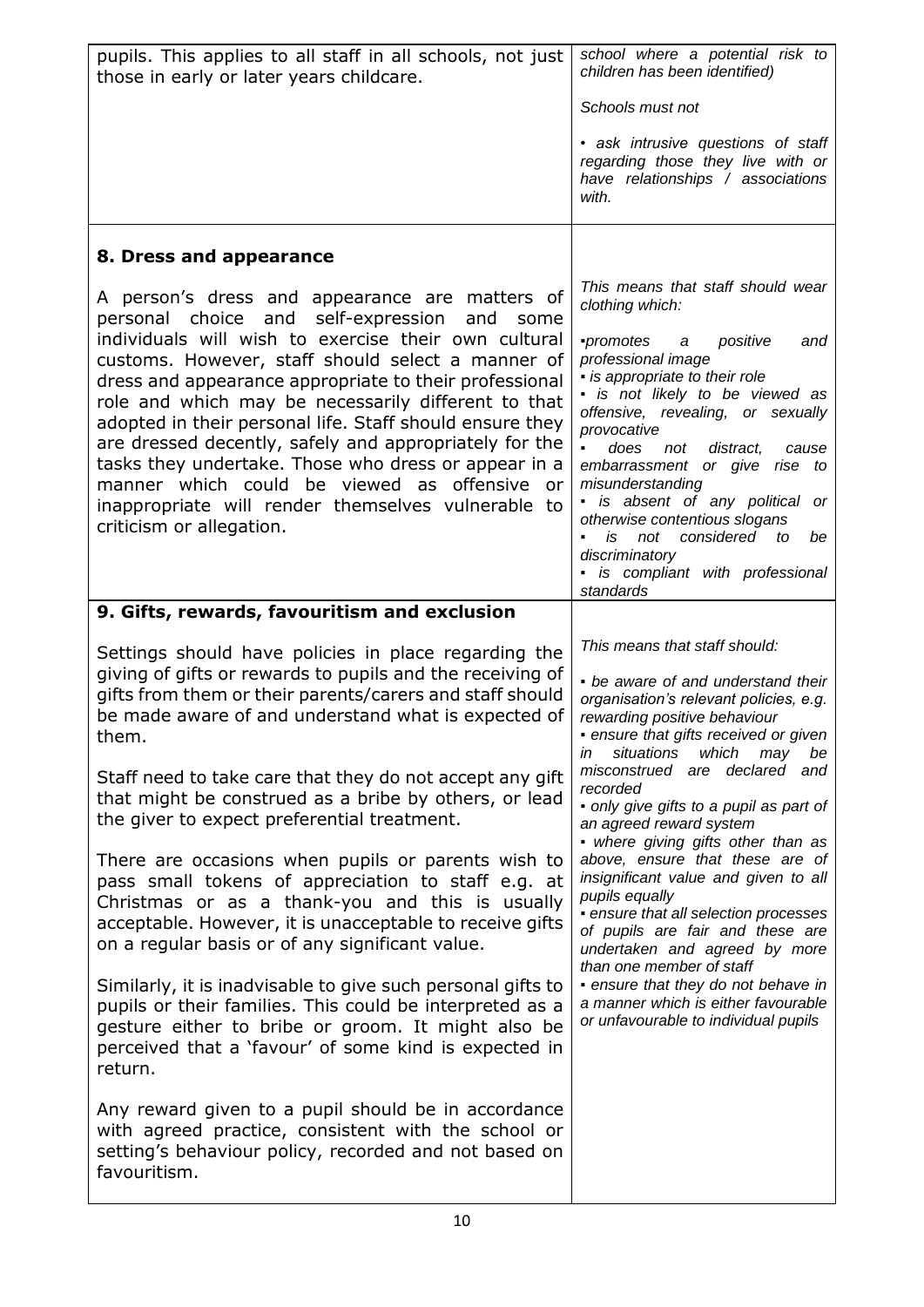| | |
|---|---|
| pupils. This applies to all staff in all schools, not just those in early or later years childcare. | *school where a potential risk to children has been identified)*<br><br>*Schools must not*<br><br>*• ask intrusive questions of staff regarding those they live with or have relationships / associations with.* |
| **8. Dress and appearance**<br><br>A person's dress and appearance are matters of personal choice and self-expression and some individuals will wish to exercise their own cultural customs. However, staff should select a manner of dress and appearance appropriate to their professional role and which may be necessarily different to that adopted in their personal life. Staff should ensure they are dressed decently, safely and appropriately for the tasks they undertake. Those who dress or appear in a manner which could be viewed as offensive or inappropriate will render themselves vulnerable to criticism or allegation. | *This means that staff should wear clothing which:*<br><br>*• promotes a positive and professional image*<br>*• is appropriate to their role*<br>*• is not likely to be viewed as offensive, revealing, or sexually provocative*<br>*• does not distract, cause embarrassment or give rise to misunderstanding*<br>*• is absent of any political or otherwise contentious slogans*<br>*• is not considered to be discriminatory*<br>*• is compliant with professional standards* |
| **9. Gifts, rewards, favouritism and exclusion**<br><br>Settings should have policies in place regarding the giving of gifts or rewards to pupils and the receiving of gifts from them or their parents/carers and staff should be made aware of and understand what is expected of them.<br><br>Staff need to take care that they do not accept any gift that might be construed as a bribe by others, or lead the giver to expect preferential treatment.<br><br>There are occasions when pupils or parents wish to pass small tokens of appreciation to staff e.g. at Christmas or as a thank-you and this is usually acceptable. However, it is unacceptable to receive gifts on a regular basis or of any significant value.<br><br>Similarly, it is inadvisable to give such personal gifts to pupils or their families. This could be interpreted as a gesture either to bribe or groom. It might also be perceived that a 'favour' of some kind is expected in return.<br><br>Any reward given to a pupil should be in accordance with agreed practice, consistent with the school or setting's behaviour policy, recorded and not based on favouritism. | *This means that staff should:*<br><br>*• be aware of and understand their organisation's relevant policies, e.g. rewarding positive behaviour*<br>*• ensure that gifts received or given in situations which may be misconstrued are declared and recorded*<br>*• only give gifts to a pupil as part of an agreed reward system*<br>*• where giving gifts other than as above, ensure that these are of insignificant value and given to all pupils equally*<br>*• ensure that all selection processes of pupils are fair and these are undertaken and agreed by more than one member of staff*<br>*• ensure that they do not behave in a manner which is either favourable or unfavourable to individual pupils* |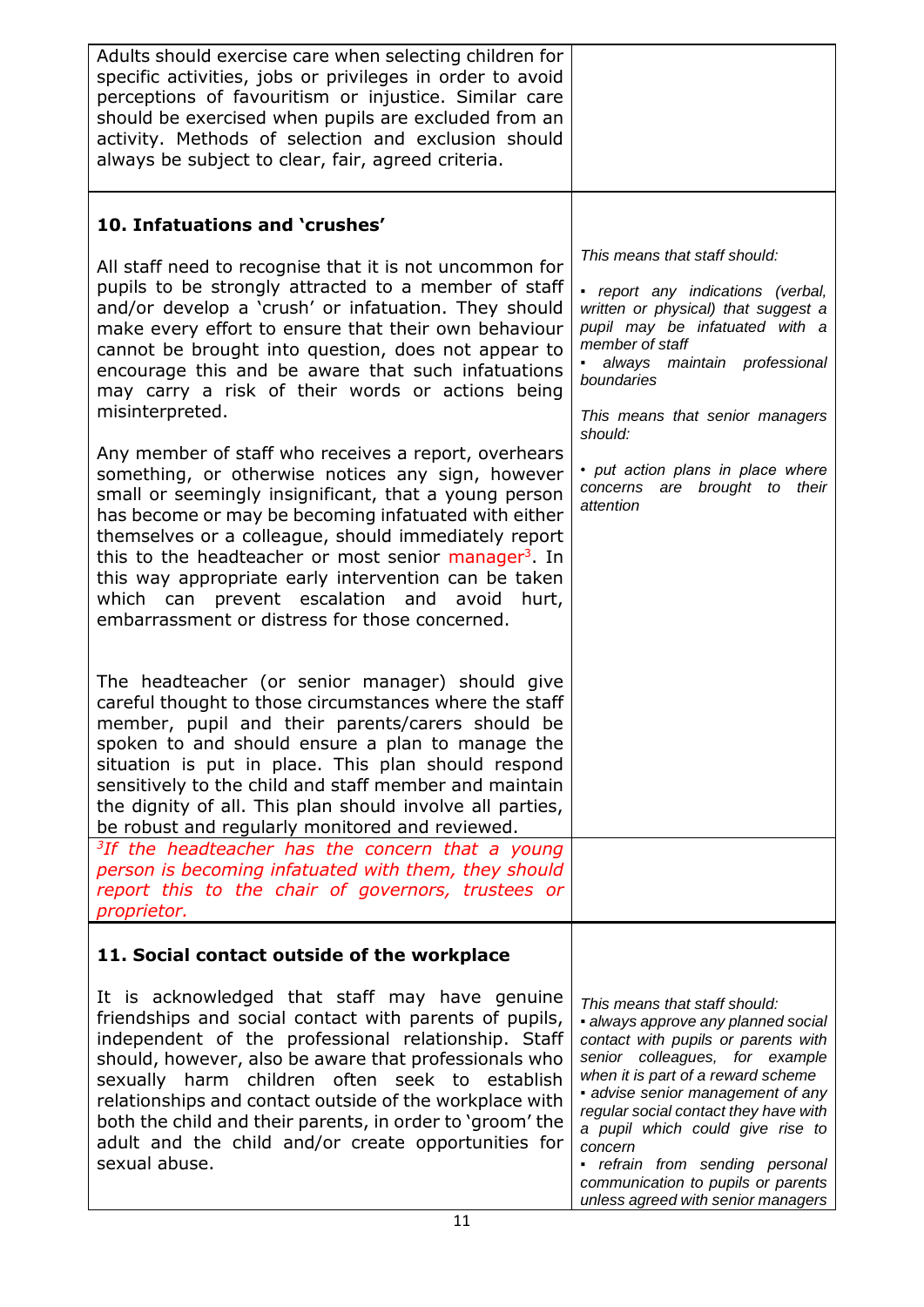Adults should exercise care when selecting children for specific activities, jobs or privileges in order to avoid perceptions of favouritism or injustice. Similar care should be exercised when pupils are excluded from an activity. Methods of selection and exclusion should always be subject to clear, fair, agreed criteria.

### 10. Infatuations and 'crushes'

All staff need to recognise that it is not uncommon for pupils to be strongly attracted to a member of staff and/or develop a 'crush' or infatuation. They should make every effort to ensure that their own behaviour cannot be brought into question, does not appear to encourage this and be aware that such infatuations may carry a risk of their words or actions being misinterpreted.

Any member of staff who receives a report, overhears something, or otherwise notices any sign, however small or seemingly insignificant, that a young person has become or may be becoming infatuated with either themselves or a colleague, should immediately report this to the headteacher or most senior manager[3]. In this way appropriate early intervention can be taken which can prevent escalation and avoid hurt, embarrassment or distress for those concerned.

The headteacher (or senior manager) should give careful thought to those circumstances where the staff member, pupil and their parents/carers should be spoken to and should ensure a plan to manage the situation is put in place. This plan should respond sensitively to the child and staff member and maintain the dignity of all. This plan should involve all parties, be robust and regularly monitored and reviewed.

*This means that staff should:*

- *report any indications (verbal, written or physical) that suggest a pupil may be infatuated with a member of staff*
- *always maintain professional boundaries*

*This means that senior managers should:*

- *put action plans in place where concerns are brought to their attention*

*[3]If the headteacher has the concern that a young person is becoming infatuated with them, they should report this to the chair of governors, trustees or proprietor.*

### 11. Social contact outside of the workplace

It is acknowledged that staff may have genuine friendships and social contact with parents of pupils, independent of the professional relationship. Staff should, however, also be aware that professionals who sexually harm children often seek to establish relationships and contact outside of the workplace with both the child and their parents, in order to 'groom' the adult and the child and/or create opportunities for sexual abuse.

*This means that staff should:*

- *always approve any planned social contact with pupils or parents with senior colleagues, for example when it is part of a reward scheme*
- *advise senior management of any regular social contact they have with a pupil which could give rise to concern*
- *refrain from sending personal communication to pupils or parents unless agreed with senior managers*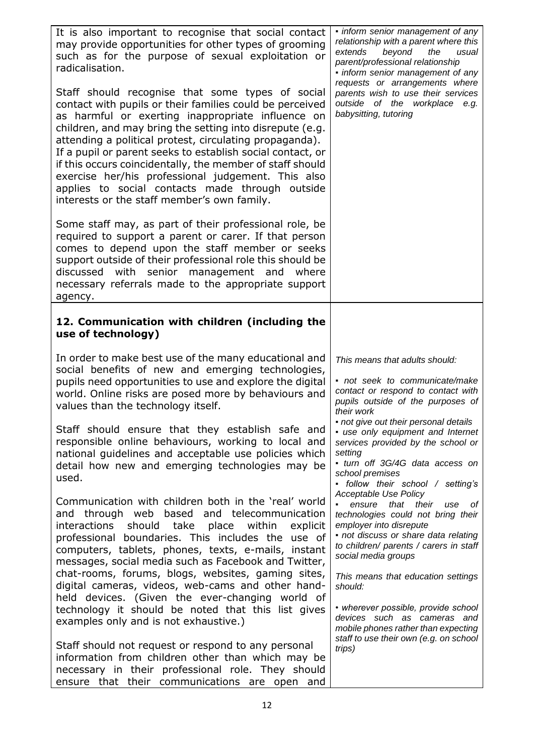| | |
|---|---|
| It is also important to recognise that social contact may provide opportunities for other types of grooming such as for the purpose of sexual exploitation or radicalisation.<br><br>Staff should recognise that some types of social contact with pupils or their families could be perceived as harmful or exerting inappropriate influence on children, and may bring the setting into disrepute (e.g. attending a political protest, circulating propaganda). If a pupil or parent seeks to establish social contact, or if this occurs coincidentally, the member of staff should exercise her/his professional judgement. This also applies to social contacts made through outside interests or the staff member's own family.<br><br>Some staff may, as part of their professional role, be required to support a parent or carer. If that person comes to depend upon the staff member or seeks support outside of their professional role this should be discussed with senior management and where necessary referrals made to the appropriate support agency. | *▪ inform senior management of any relationship with a parent where this extends beyond the usual parent/professional relationship*<br>*▪ inform senior management of any requests or arrangements where parents wish to use their services outside of the workplace e.g. babysitting, tutoring* |
| **12. Communication with children (including the use of technology)**<br><br>In order to make best use of the many educational and social benefits of new and emerging technologies, pupils need opportunities to use and explore the digital world. Online risks are posed more by behaviours and values than the technology itself.<br><br>Staff should ensure that they establish safe and responsible online behaviours, working to local and national guidelines and acceptable use policies which detail how new and emerging technologies may be used.<br><br>Communication with children both in the 'real' world and through web based and telecommunication interactions should take place within explicit professional boundaries. This includes the use of computers, tablets, phones, texts, e-mails, instant messages, social media such as Facebook and Twitter, chat-rooms, forums, blogs, websites, gaming sites, digital cameras, videos, web-cams and other hand-held devices. (Given the ever-changing world of technology it should be noted that this list gives examples only and is not exhaustive.)<br><br>Staff should not request or respond to any personal information from children other than which may be necessary in their professional role. They should ensure that their communications are open and | *This means that adults should:*<br><br>*▪ not seek to communicate/make contact or respond to contact with pupils outside of the purposes of their work*<br>*▪ not give out their personal details*<br>*▪ use only equipment and Internet services provided by the school or setting*<br>*▪ turn off 3G/4G data access on school premises*<br>*▪ follow their school / setting's Acceptable Use Policy*<br>*▪ ensure that their use of technologies could not bring their employer into disrepute*<br>*▪ not discuss or share data relating to children/ parents / carers in staff social media groups*<br><br>*This means that education settings should:*<br><br>*• wherever possible, provide school devices such as cameras and mobile phones rather than expecting staff to use their own (e.g. on school trips)* |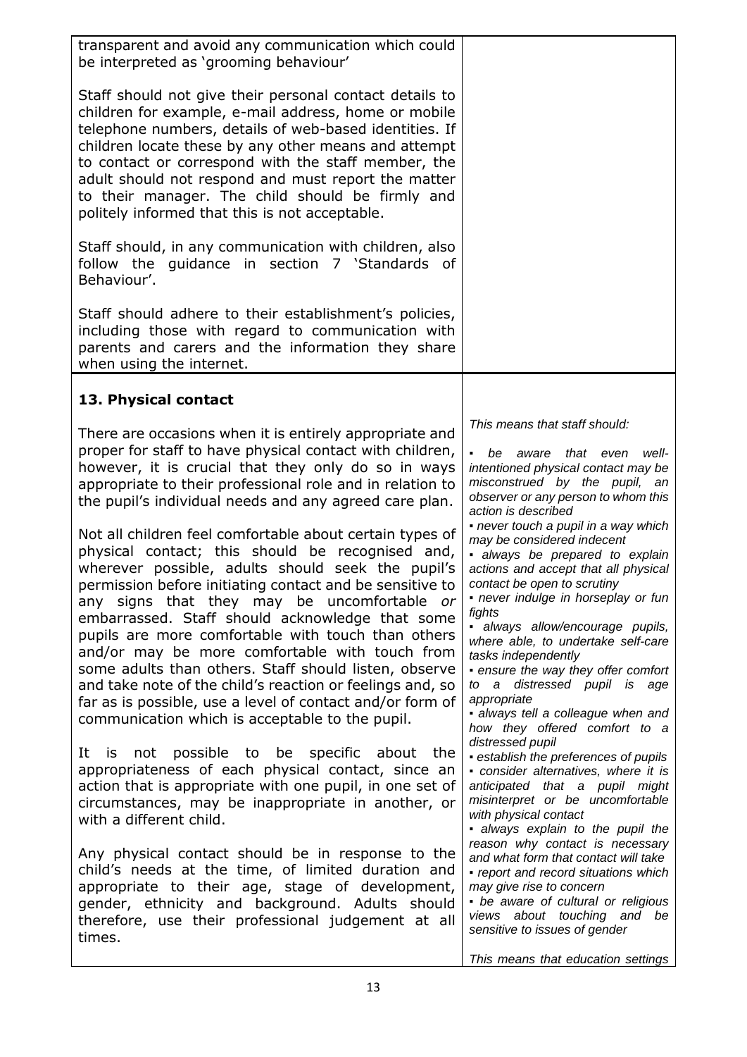transparent and avoid any communication which could be interpreted as 'grooming behaviour'

Staff should not give their personal contact details to children for example, e-mail address, home or mobile telephone numbers, details of web-based identities. If children locate these by any other means and attempt to contact or correspond with the staff member, the adult should not respond and must report the matter to their manager. The child should be firmly and politely informed that this is not acceptable.

Staff should, in any communication with children, also follow the guidance in section 7 'Standards of Behaviour'.

Staff should adhere to their establishment's policies, including those with regard to communication with parents and carers and the information they share when using the internet.

## 13. Physical contact

There are occasions when it is entirely appropriate and proper for staff to have physical contact with children, however, it is crucial that they only do so in ways appropriate to their professional role and in relation to the pupil's individual needs and any agreed care plan.

Not all children feel comfortable about certain types of physical contact; this should be recognised and, wherever possible, adults should seek the pupil's permission before initiating contact and be sensitive to any signs that they may be uncomfortable *or* embarrassed. Staff should acknowledge that some pupils are more comfortable with touch than others and/or may be more comfortable with touch from some adults than others. Staff should listen, observe and take note of the child's reaction or feelings and, so far as is possible, use a level of contact and/or form of communication which is acceptable to the pupil.

It is not possible to be specific about the appropriateness of each physical contact, since an action that is appropriate with one pupil, in one set of circumstances, may be inappropriate in another, or with a different child.

Any physical contact should be in response to the child's needs at the time, of limited duration and appropriate to their age, stage of development, gender, ethnicity and background. Adults should therefore, use their professional judgement at all times.

*This means that staff should:*

- *be aware that even well-intentioned physical contact may be misconstrued by the pupil, an observer or any person to whom this action is described*
- *never touch a pupil in a way which may be considered indecent*
- *always be prepared to explain actions and accept that all physical contact be open to scrutiny*
- *never indulge in horseplay or fun fights*
- *always allow/encourage pupils, where able, to undertake self-care tasks independently*
- *ensure the way they offer comfort to a distressed pupil is age appropriate*
- *always tell a colleague when and how they offered comfort to a distressed pupil*
- *establish the preferences of pupils*
- *consider alternatives, where it is anticipated that a pupil might misinterpret or be uncomfortable with physical contact*
- *always explain to the pupil the reason why contact is necessary and what form that contact will take*
- *report and record situations which may give rise to concern*
- *be aware of cultural or religious views about touching and be sensitive to issues of gender*

*This means that education settings*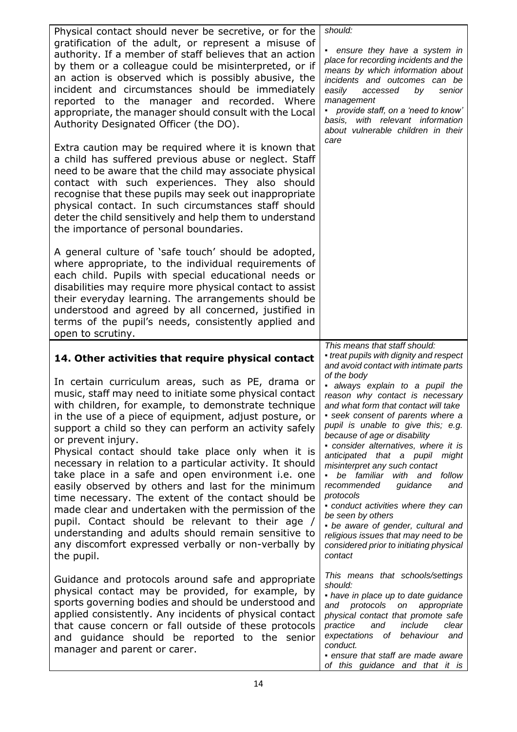| | |
|---|---|
| Physical contact should never be secretive, or for the gratification of the adult, or represent a misuse of authority. If a member of staff believes that an action by them or a colleague could be misinterpreted, or if an action is observed which is possibly abusive, the incident and circumstances should be immediately reported to the manager and recorded. Where appropriate, the manager should consult with the Local Authority Designated Officer (the DO).<br><br>Extra caution may be required where it is known that a child has suffered previous abuse or neglect. Staff need to be aware that the child may associate physical contact with such experiences. They also should recognise that these pupils may seek out inappropriate physical contact. In such circumstances staff should deter the child sensitively and help them to understand the importance of personal boundaries.<br><br>A general culture of 'safe touch' should be adopted, where appropriate, to the individual requirements of each child. Pupils with special educational needs or disabilities may require more physical contact to assist their everyday learning. The arrangements should be understood and agreed by all concerned, justified in terms of the pupil's needs, consistently applied and open to scrutiny. | *should:*<br><br>▪ *ensure they have a system in place for recording incidents and the means by which information about incidents and outcomes can be easily accessed by senior management*<br>▪ *provide staff, on a 'need to know' basis, with relevant information about vulnerable children in their care* |
| **14. Other activities that require physical contact**<br><br>In certain curriculum areas, such as PE, drama or music, staff may need to initiate some physical contact with children, for example, to demonstrate technique in the use of a piece of equipment, adjust posture, or support a child so they can perform an activity safely or prevent injury.<br>Physical contact should take place only when it is necessary in relation to a particular activity. It should take place in a safe and open environment i.e. one easily observed by others and last for the minimum time necessary. The extent of the contact should be made clear and undertaken with the permission of the pupil. Contact should be relevant to their age / understanding and adults should remain sensitive to any discomfort expressed verbally or non-verbally by the pupil.<br><br>Guidance and protocols around safe and appropriate physical contact may be provided, for example, by sports governing bodies and should be understood and applied consistently. Any incidents of physical contact that cause concern or fall outside of these protocols and guidance should be reported to the senior manager and parent or carer. | *This means that staff should:*<br>▪ *treat pupils with dignity and respect and avoid contact with intimate parts of the body*<br>▪ *always explain to a pupil the reason why contact is necessary and what form that contact will take*<br>▪ *seek consent of parents where a pupil is unable to give this; e.g. because of age or disability*<br>▪ *consider alternatives, where it is anticipated that a pupil might misinterpret any such contact*<br>▪ *be familiar with and follow recommended guidance and protocols*<br>▪ *conduct activities where they can be seen by others*<br>▪ *be aware of gender, cultural and religious issues that may need to be considered prior to initiating physical contact*<br><br>*This means that schools/settings should:*<br>▪ *have in place up to date guidance and protocols on appropriate physical contact that promote safe practice and include clear expectations of behaviour and conduct.*<br>▪ *ensure that staff are made aware of this guidance and that it is* |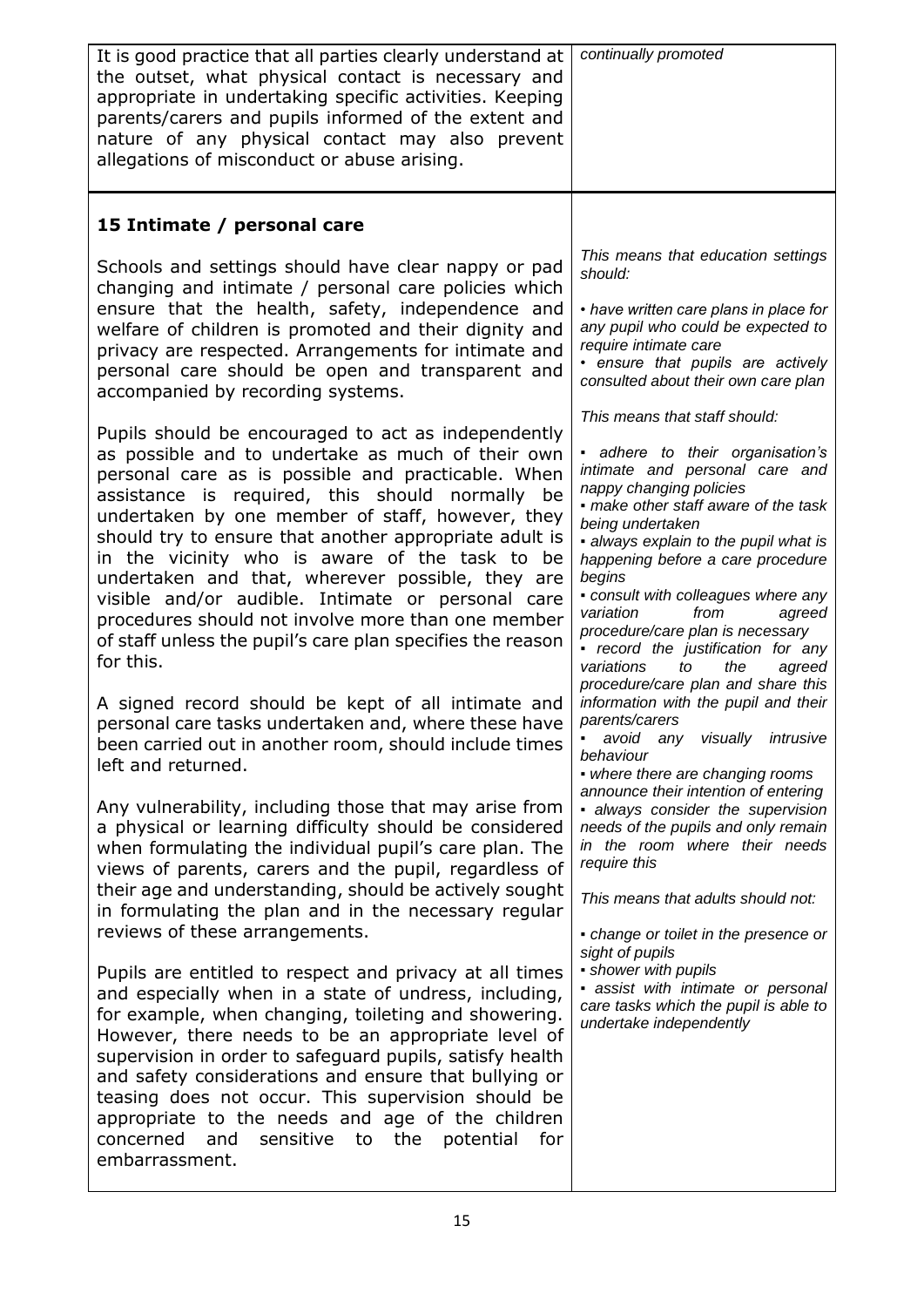| | |
|---|---|
| It is good practice that all parties clearly understand at the outset, what physical contact is necessary and appropriate in undertaking specific activities. Keeping parents/carers and pupils informed of the extent and nature of any physical contact may also prevent allegations of misconduct or abuse arising. | *continually promoted* |

## 15 Intimate / personal care

Schools and settings should have clear nappy or pad changing and intimate / personal care policies which ensure that the health, safety, independence and welfare of children is promoted and their dignity and privacy are respected. Arrangements for intimate and personal care should be open and transparent and accompanied by recording systems.

Pupils should be encouraged to act as independently as possible and to undertake as much of their own personal care as is possible and practicable. When assistance is required, this should normally be undertaken by one member of staff, however, they should try to ensure that another appropriate adult is in the vicinity who is aware of the task to be undertaken and that, wherever possible, they are visible and/or audible. Intimate or personal care procedures should not involve more than one member of staff unless the pupil's care plan specifies the reason for this.

A signed record should be kept of all intimate and personal care tasks undertaken and, where these have been carried out in another room, should include times left and returned.

Any vulnerability, including those that may arise from a physical or learning difficulty should be considered when formulating the individual pupil's care plan. The views of parents, carers and the pupil, regardless of their age and understanding, should be actively sought in formulating the plan and in the necessary regular reviews of these arrangements.

Pupils are entitled to respect and privacy at all times and especially when in a state of undress, including, for example, when changing, toileting and showering. However, there needs to be an appropriate level of supervision in order to safeguard pupils, satisfy health and safety considerations and ensure that bullying or teasing does not occur. This supervision should be appropriate to the needs and age of the children concerned and sensitive to the potential for embarrassment.

*This means that education settings should:*

- *have written care plans in place for any pupil who could be expected to require intimate care*
- *ensure that pupils are actively consulted about their own care plan*

*This means that staff should:*

- *adhere to their organisation's intimate and personal care and nappy changing policies*
- *make other staff aware of the task being undertaken*
- *always explain to the pupil what is happening before a care procedure begins*
- *consult with colleagues where any variation from agreed procedure/care plan is necessary*
- *record the justification for any variations to the agreed procedure/care plan and share this information with the pupil and their parents/carers*
- *avoid any visually intrusive behaviour*
- *where there are changing rooms announce their intention of entering*
- *always consider the supervision needs of the pupils and only remain in the room where their needs require this*

*This means that adults should not:*

- *change or toilet in the presence or sight of pupils*
- *shower with pupils*
- *assist with intimate or personal care tasks which the pupil is able to undertake independently*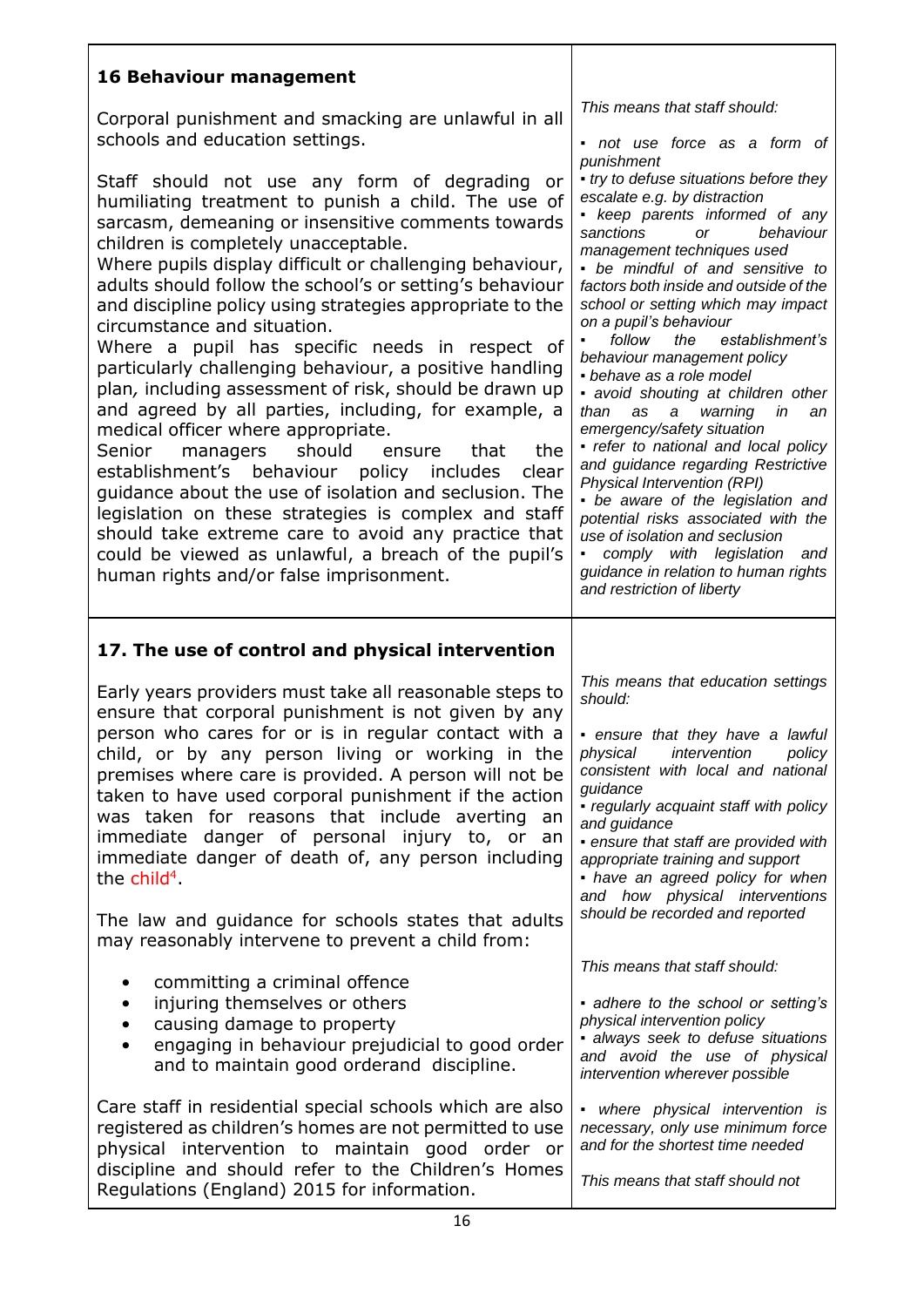## 16 Behaviour management

Corporal punishment and smacking are unlawful in all schools and education settings.

Staff should not use any form of degrading or humiliating treatment to punish a child. The use of sarcasm, demeaning or insensitive comments towards children is completely unacceptable.

Where pupils display difficult or challenging behaviour, adults should follow the school's or setting's behaviour and discipline policy using strategies appropriate to the circumstance and situation.

Where a pupil has specific needs in respect of particularly challenging behaviour, a positive handling plan, including assessment of risk, should be drawn up and agreed by all parties, including, for example, a medical officer where appropriate.

Senior managers should ensure that the establishment's behaviour policy includes clear guidance about the use of isolation and seclusion. The legislation on these strategies is complex and staff should take extreme care to avoid any practice that could be viewed as unlawful, a breach of the pupil's human rights and/or false imprisonment.

*This means that staff should:*

- *not use force as a form of punishment*
- *try to defuse situations before they escalate e.g. by distraction*
- *keep parents informed of any sanctions or behaviour management techniques used*
- *be mindful of and sensitive to factors both inside and outside of the school or setting which may impact on a pupil's behaviour*
- *follow the establishment's behaviour management policy*
- *behave as a role model*
- *avoid shouting at children other than as a warning in an emergency/safety situation*
- *refer to national and local policy and guidance regarding Restrictive Physical Intervention (RPI)*
- *be aware of the legislation and potential risks associated with the use of isolation and seclusion*
- *comply with legislation and guidance in relation to human rights and restriction of liberty*

## 17. The use of control and physical intervention

Early years providers must take all reasonable steps to ensure that corporal punishment is not given by any person who cares for or is in regular contact with a child, or by any person living or working in the premises where care is provided. A person will not be taken to have used corporal punishment if the action was taken for reasons that include averting an immediate danger of personal injury to, or an immediate danger of death of, any person including the child[4].

The law and guidance for schools states that adults may reasonably intervene to prevent a child from:

- committing a criminal offence
- injuring themselves or others
- causing damage to property
- engaging in behaviour prejudicial to good order and to maintain good orderand discipline.

Care staff in residential special schools which are also registered as children's homes are not permitted to use physical intervention to maintain good order or discipline and should refer to the Children's Homes Regulations (England) 2015 for information.

*This means that education settings should:*

- *ensure that they have a lawful physical intervention policy consistent with local and national guidance*
- *regularly acquaint staff with policy and guidance*
- *ensure that staff are provided with appropriate training and support*
- *have an agreed policy for when and how physical interventions should be recorded and reported*

*This means that staff should:*

- *adhere to the school or setting's physical intervention policy*
- *always seek to defuse situations and avoid the use of physical intervention wherever possible*
- *where physical intervention is necessary, only use minimum force and for the shortest time needed*

*This means that staff should not*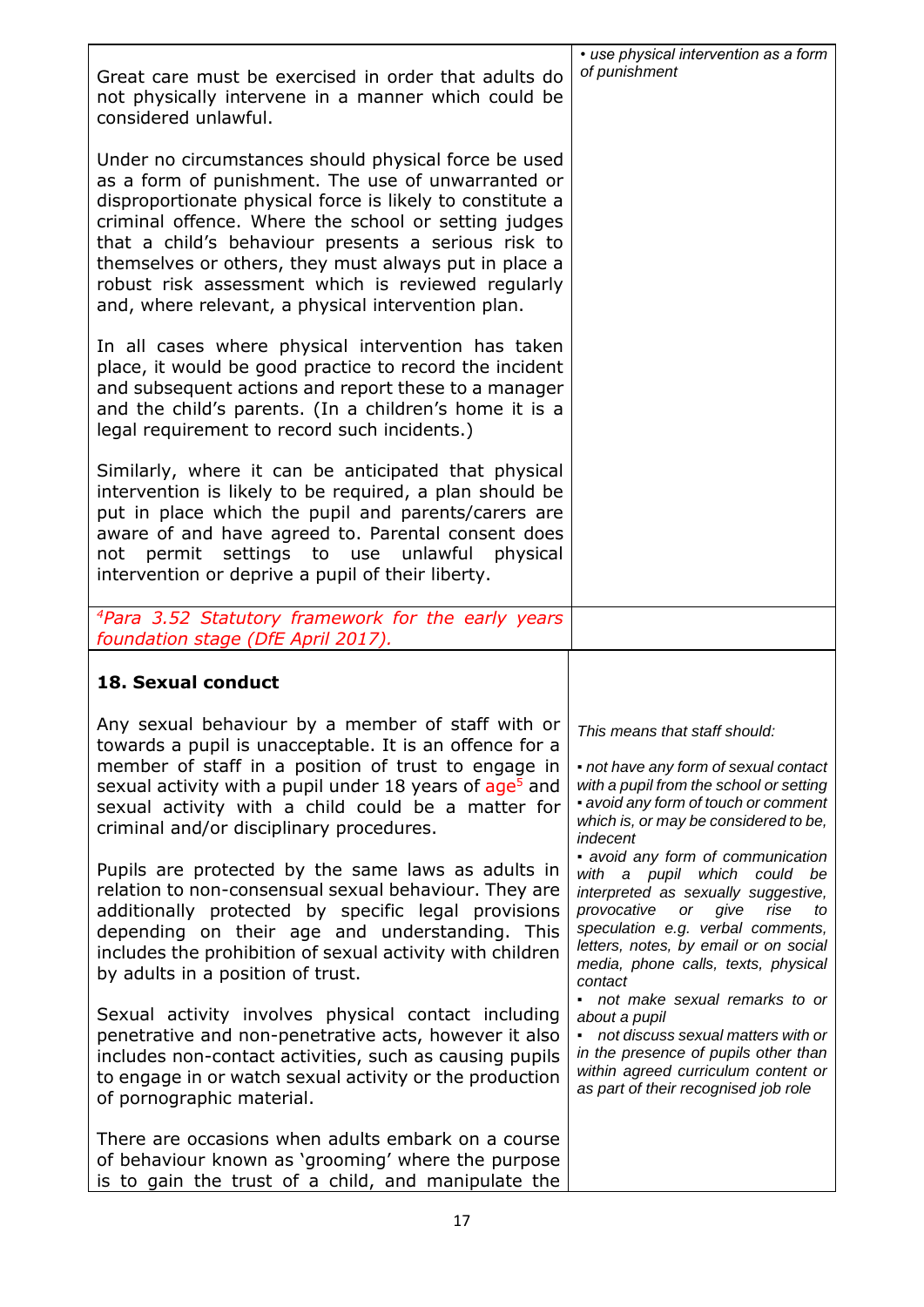Great care must be exercised in order that adults do not physically intervene in a manner which could be considered unlawful.

Under no circumstances should physical force be used as a form of punishment. The use of unwarranted or disproportionate physical force is likely to constitute a criminal offence. Where the school or setting judges that a child's behaviour presents a serious risk to themselves or others, they must always put in place a robust risk assessment which is reviewed regularly and, where relevant, a physical intervention plan.

In all cases where physical intervention has taken place, it would be good practice to record the incident and subsequent actions and report these to a manager and the child's parents. (In a children's home it is a legal requirement to record such incidents.)

Similarly, where it can be anticipated that physical intervention is likely to be required, a plan should be put in place which the pupil and parents/carers are aware of and have agreed to. Parental consent does not permit settings to use unlawful physical intervention or deprive a pupil of their liberty.

*• use physical intervention as a form of punishment*

*[4]Para 3.52 Statutory framework for the early years foundation stage (DfE April 2017).*

## 18. Sexual conduct

Any sexual behaviour by a member of staff with or towards a pupil is unacceptable. It is an offence for a member of staff in a position of trust to engage in sexual activity with a pupil under 18 years of age[5] and sexual activity with a child could be a matter for criminal and/or disciplinary procedures.

Pupils are protected by the same laws as adults in relation to non-consensual sexual behaviour. They are additionally protected by specific legal provisions depending on their age and understanding. This includes the prohibition of sexual activity with children by adults in a position of trust.

Sexual activity involves physical contact including penetrative and non-penetrative acts, however it also includes non-contact activities, such as causing pupils to engage in or watch sexual activity or the production of pornographic material.

There are occasions when adults embark on a course of behaviour known as 'grooming' where the purpose is to gain the trust of a child, and manipulate the

*This means that staff should:*

- *not have any form of sexual contact with a pupil from the school or setting*
- *avoid any form of touch or comment which is, or may be considered to be, indecent*
- *avoid any form of communication with a pupil which could be interpreted as sexually suggestive, provocative or give rise to speculation e.g. verbal comments, letters, notes, by email or on social media, phone calls, texts, physical contact*
- *not make sexual remarks to or about a pupil*
- *not discuss sexual matters with or in the presence of pupils other than within agreed curriculum content or as part of their recognised job role*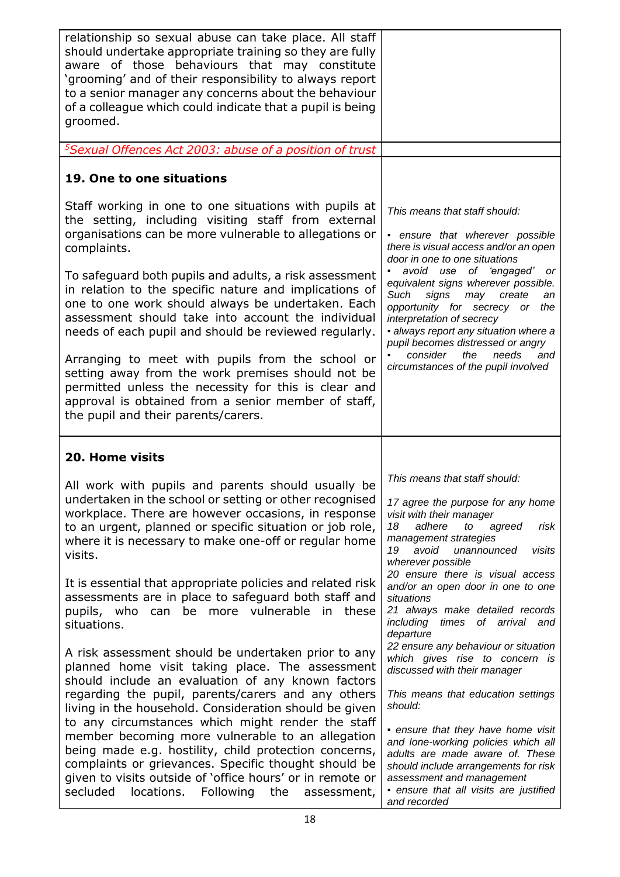| | |
|---|---|
| relationship so sexual abuse can take place. All staff should undertake appropriate training so they are fully aware of those behaviours that may constitute 'grooming' and of their responsibility to always report to a senior manager any concerns about the behaviour of a colleague which could indicate that a pupil is being groomed. | |
| *[5]Sexual Offences Act 2003: abuse of a position of trust* | |
| **19. One to one situations**<br><br>Staff working in one to one situations with pupils at the setting, including visiting staff from external organisations can be more vulnerable to allegations or complaints.<br><br>To safeguard both pupils and adults, a risk assessment in relation to the specific nature and implications of one to one work should always be undertaken. Each assessment should take into account the individual needs of each pupil and should be reviewed regularly.<br><br>Arranging to meet with pupils from the school or setting away from the work premises should not be permitted unless the necessity for this is clear and approval is obtained from a senior member of staff, the pupil and their parents/carers. | *This means that staff should:*<br><br>▪ *ensure that wherever possible there is visual access and/or an open door in one to one situations*<br>▪ *avoid use of 'engaged' or equivalent signs wherever possible. Such signs may create an opportunity for secrecy or the interpretation of secrecy*<br>▪ *always report any situation where a pupil becomes distressed or angry*<br>▪ *consider the needs and circumstances of the pupil involved* |
| **20. Home visits**<br><br>All work with pupils and parents should usually be undertaken in the school or setting or other recognised workplace. There are however occasions, in response to an urgent, planned or specific situation or job role, where it is necessary to make one-off or regular home visits.<br><br>It is essential that appropriate policies and related risk assessments are in place to safeguard both staff and pupils, who can be more vulnerable in these situations.<br><br>A risk assessment should be undertaken prior to any planned home visit taking place. The assessment should include an evaluation of any known factors regarding the pupil, parents/carers and any others living in the household. Consideration should be given to any circumstances which might render the staff member becoming more vulnerable to an allegation being made e.g. hostility, child protection concerns, complaints or grievances. Specific thought should be given to visits outside of 'office hours' or in remote or secluded locations. Following the assessment, | *This means that staff should:*<br><br>*17 agree the purpose for any home visit with their manager*<br>*18 adhere to agreed risk management strategies*<br>*19 avoid unannounced visits wherever possible*<br>*20 ensure there is visual access and/or an open door in one to one situations*<br>*21 always make detailed records including times of arrival and departure*<br>*22 ensure any behaviour or situation which gives rise to concern is discussed with their manager*<br><br>*This means that education settings should:*<br><br>▪ *ensure that they have home visit and lone-working policies which all adults are made aware of. These should include arrangements for risk assessment and management*<br>▪ *ensure that all visits are justified and recorded* |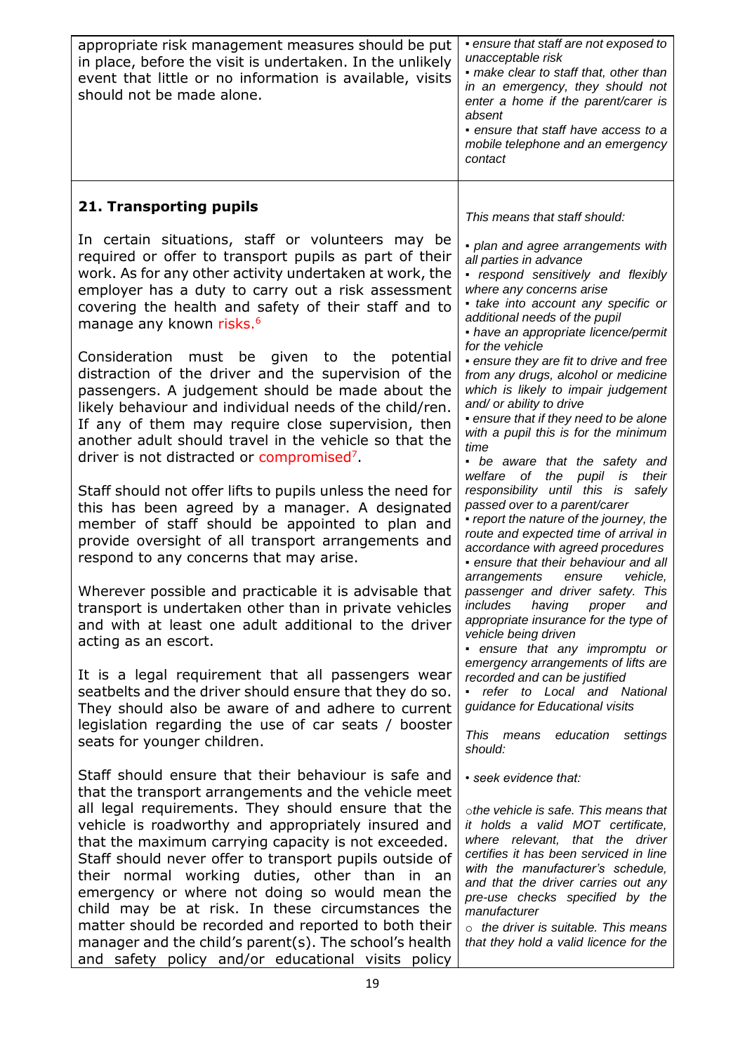| | |
|---|---|
| appropriate risk management measures should be put in place, before the visit is undertaken. In the unlikely event that little or no information is available, visits should not be made alone. | ▪ *ensure that staff are not exposed to unacceptable risk*<br>▪ *make clear to staff that, other than in an emergency, they should not enter a home if the parent/carer is absent*<br>▪ *ensure that staff have access to a mobile telephone and an emergency contact* |
| **21. Transporting pupils**<br><br>In certain situations, staff or volunteers may be required or offer to transport pupils as part of their work. As for any other activity undertaken at work, the employer has a duty to carry out a risk assessment covering the health and safety of their staff and to manage any known risks.[6]<br><br>Consideration must be given to the potential distraction of the driver and the supervision of the passengers. A judgement should be made about the likely behaviour and individual needs of the child/ren. If any of them may require close supervision, then another adult should travel in the vehicle so that the driver is not distracted or compromised[7].<br><br>Staff should not offer lifts to pupils unless the need for this has been agreed by a manager. A designated member of staff should be appointed to plan and provide oversight of all transport arrangements and respond to any concerns that may arise.<br><br>Wherever possible and practicable it is advisable that transport is undertaken other than in private vehicles and with at least one adult additional to the driver acting as an escort.<br><br>It is a legal requirement that all passengers wear seatbelts and the driver should ensure that they do so. They should also be aware of and adhere to current legislation regarding the use of car seats / booster seats for younger children.<br><br>Staff should ensure that their behaviour is safe and that the transport arrangements and the vehicle meet all legal requirements. They should ensure that the vehicle is roadworthy and appropriately insured and that the maximum carrying capacity is not exceeded. Staff should never offer to transport pupils outside of their normal working duties, other than in an emergency or where not doing so would mean the child may be at risk. In these circumstances the matter should be recorded and reported to both their manager and the child's parent(s). The school's health and safety policy and/or educational visits policy | *This means that staff should:*<br><br>▪ *plan and agree arrangements with all parties in advance*<br>▪ *respond sensitively and flexibly where any concerns arise*<br>▪ *take into account any specific or additional needs of the pupil*<br>▪ *have an appropriate licence/permit for the vehicle*<br>▪ *ensure they are fit to drive and free from any drugs, alcohol or medicine which is likely to impair judgement and/ or ability to drive*<br>▪ *ensure that if they need to be alone with a pupil this is for the minimum time*<br>▪ *be aware that the safety and welfare of the pupil is their responsibility until this is safely passed over to a parent/carer*<br>▪ *report the nature of the journey, the route and expected time of arrival in accordance with agreed procedures*<br>▪ *ensure that their behaviour and all arrangements ensure vehicle, passenger and driver safety. This includes having proper and appropriate insurance for the type of vehicle being driven*<br>▪ *ensure that any impromptu or emergency arrangements of lifts are recorded and can be justified*<br>▪ *refer to Local and National guidance for Educational visits*<br><br>*This means education settings should:*<br><br>▪ *seek evidence that:*<br><br>o *the vehicle is safe. This means that it holds a valid MOT certificate, where relevant, that the driver certifies it has been serviced in line with the manufacturer's schedule, and that the driver carries out any pre-use checks specified by the manufacturer*<br>o *the driver is suitable. This means that they hold a valid licence for the* |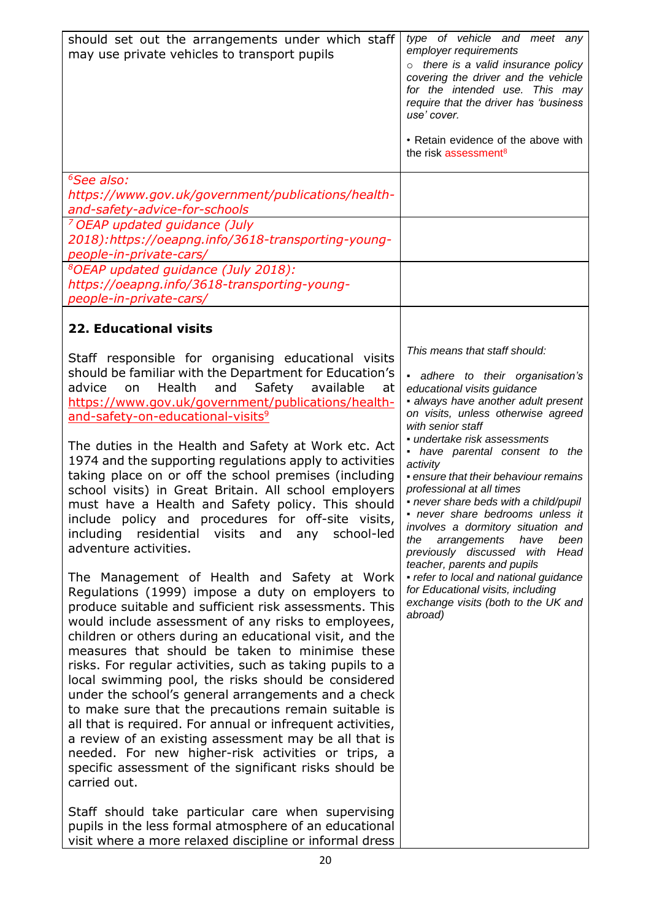| | |
|---|---|
| should set out the arrangements under which staff may use private vehicles to transport pupils | *type of vehicle and meet any employer requirements*<br>○ *there is a valid insurance policy covering the driver and the vehicle for the intended use. This may require that the driver has 'business use' cover.*<br><br>• Retain evidence of the above with the risk assessment[8] |
| [6]*See also: https://www.gov.uk/government/publications/health-and-safety-advice-for-schools* | |
| [7] *OEAP updated guidance (July 2018):https://oeapng.info/3618-transporting-young-people-in-private-cars/* | |
| [8]*OEAP updated guidance (July 2018): https://oeapng.info/3618-transporting-young-people-in-private-cars/* | |

## 22. Educational visits

| | |
|---|---|
| Staff responsible for organising educational visits should be familiar with the Department for Education's advice on Health and Safety available at https://www.gov.uk/government/publications/health-and-safety-on-educational-visits[9]<br><br>The duties in the Health and Safety at Work etc. Act 1974 and the supporting regulations apply to activities taking place on or off the school premises (including school visits) in Great Britain. All school employers must have a Health and Safety policy. This should include policy and procedures for off-site visits, including residential visits and any school-led adventure activities.<br><br>The Management of Health and Safety at Work Regulations (1999) impose a duty on employers to produce suitable and sufficient risk assessments. This would include assessment of any risks to employees, children or others during an educational visit, and the measures that should be taken to minimise these risks. For regular activities, such as taking pupils to a local swimming pool, the risks should be considered under the school's general arrangements and a check to make sure that the precautions remain suitable is all that is required. For annual or infrequent activities, a review of an existing assessment may be all that is needed. For new higher-risk activities or trips, a specific assessment of the significant risks should be carried out.<br><br>Staff should take particular care when supervising pupils in the less formal atmosphere of an educational visit where a more relaxed discipline or informal dress | *This means that staff should:*<br><br>▪ *adhere to their organisation's educational visits guidance*<br>▪ *always have another adult present on visits, unless otherwise agreed with senior staff*<br>▪ *undertake risk assessments*<br>▪ *have parental consent to the activity*<br>▪ *ensure that their behaviour remains professional at all times*<br>▪ *never share beds with a child/pupil*<br>▪ *never share bedrooms unless it involves a dormitory situation and the arrangements have been previously discussed with Head teacher, parents and pupils*<br>▪ *refer to local and national guidance for Educational visits, including exchange visits (both to the UK and abroad)* |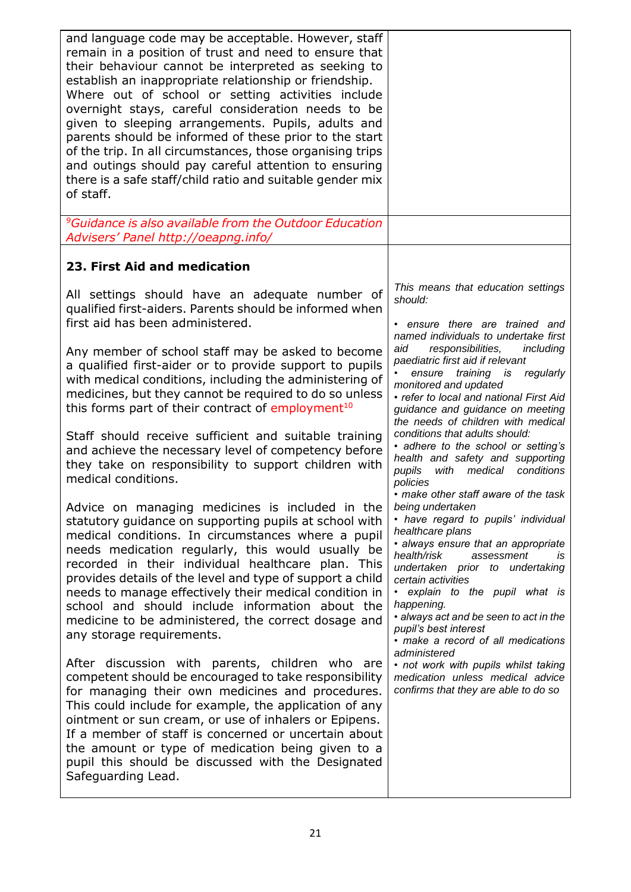| | |
|---|---|
| and language code may be acceptable. However, staff remain in a position of trust and need to ensure that their behaviour cannot be interpreted as seeking to establish an inappropriate relationship or friendship. Where out of school or setting activities include overnight stays, careful consideration needs to be given to sleeping arrangements. Pupils, adults and parents should be informed of these prior to the start of the trip. In all circumstances, those organising trips and outings should pay careful attention to ensuring there is a safe staff/child ratio and suitable gender mix of staff. | |
| [9]*Guidance is also available from the Outdoor Education Advisers' Panel http://oeapng.info/* | |
| **23. First Aid and medication**<br><br>All settings should have an adequate number of qualified first-aiders. Parents should be informed when first aid has been administered.<br><br>Any member of school staff may be asked to become a qualified first-aider or to provide support to pupils with medical conditions, including the administering of medicines, but they cannot be required to do so unless this forms part of their contract of employment[10]<br><br>Staff should receive sufficient and suitable training and achieve the necessary level of competency before they take on responsibility to support children with medical conditions.<br><br>Advice on managing medicines is included in the statutory guidance on supporting pupils at school with medical conditions. In circumstances where a pupil needs medication regularly, this would usually be recorded in their individual healthcare plan. This provides details of the level and type of support a child needs to manage effectively their medical condition in school and should include information about the medicine to be administered, the correct dosage and any storage requirements.<br><br>After discussion with parents, children who are competent should be encouraged to take responsibility for managing their own medicines and procedures. This could include for example, the application of any ointment or sun cream, or use of inhalers or Epipens. If a member of staff is concerned or uncertain about the amount or type of medication being given to a pupil this should be discussed with the Designated Safeguarding Lead. | *This means that education settings should:*<br><br>*• ensure there are trained and named individuals to undertake first aid responsibilities, including paediatric first aid if relevant*<br>*• ensure training is regularly monitored and updated*<br>*• refer to local and national First Aid guidance and guidance on meeting the needs of children with medical conditions that adults should:*<br>*• adhere to the school or setting's health and safety and supporting pupils with medical conditions policies*<br>*• make other staff aware of the task being undertaken*<br>*• have regard to pupils' individual healthcare plans*<br>*• always ensure that an appropriate health/risk assessment is undertaken prior to undertaking certain activities*<br>*• explain to the pupil what is happening.*<br>*• always act and be seen to act in the pupil's best interest*<br>*• make a record of all medications administered*<br>*• not work with pupils whilst taking medication unless medical advice confirms that they are able to do so* |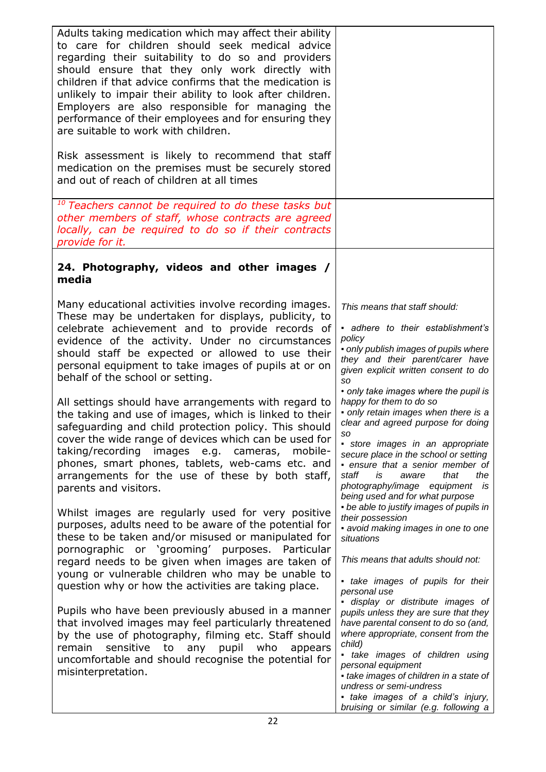Adults taking medication which may affect their ability to care for children should seek medical advice regarding their suitability to do so and providers should ensure that they only work directly with children if that advice confirms that the medication is unlikely to impair their ability to look after children. Employers are also responsible for managing the performance of their employees and for ensuring they are suitable to work with children.

Risk assessment is likely to recommend that staff medication on the premises must be securely stored and out of reach of children at all times

*[10] Teachers cannot be required to do these tasks but other members of staff, whose contracts are agreed locally, can be required to do so if their contracts provide for it.*

### 24. Photography, videos and other images / media

Many educational activities involve recording images. These may be undertaken for displays, publicity, to celebrate achievement and to provide records of evidence of the activity. Under no circumstances should staff be expected or allowed to use their personal equipment to take images of pupils at or on behalf of the school or setting.

All settings should have arrangements with regard to the taking and use of images, which is linked to their safeguarding and child protection policy. This should cover the wide range of devices which can be used for taking/recording images e.g. cameras, mobile-phones, smart phones, tablets, web-cams etc. and arrangements for the use of these by both staff, parents and visitors.

Whilst images are regularly used for very positive purposes, adults need to be aware of the potential for these to be taken and/or misused or manipulated for pornographic or 'grooming' purposes. Particular regard needs to be given when images are taken of young or vulnerable children who may be unable to question why or how the activities are taking place.

Pupils who have been previously abused in a manner that involved images may feel particularly threatened by the use of photography, filming etc. Staff should remain sensitive to any pupil who appears uncomfortable and should recognise the potential for misinterpretation.

*This means that staff should:*

- *adhere to their establishment's policy*
- *only publish images of pupils where they and their parent/carer have given explicit written consent to do so*
- *only take images where the pupil is happy for them to do so*
- *only retain images when there is a clear and agreed purpose for doing so*
- *store images in an appropriate secure place in the school or setting*
- *ensure that a senior member of staff is aware that the photography/image equipment is being used and for what purpose*
- *be able to justify images of pupils in their possession*
- *avoid making images in one to one situations*

*This means that adults should not:*

- *take images of pupils for their personal use*
- *display or distribute images of pupils unless they are sure that they have parental consent to do so (and, where appropriate, consent from the child)*
- *take images of children using personal equipment*
- *take images of children in a state of undress or semi-undress*
- *take images of a child's injury, bruising or similar (e.g. following a*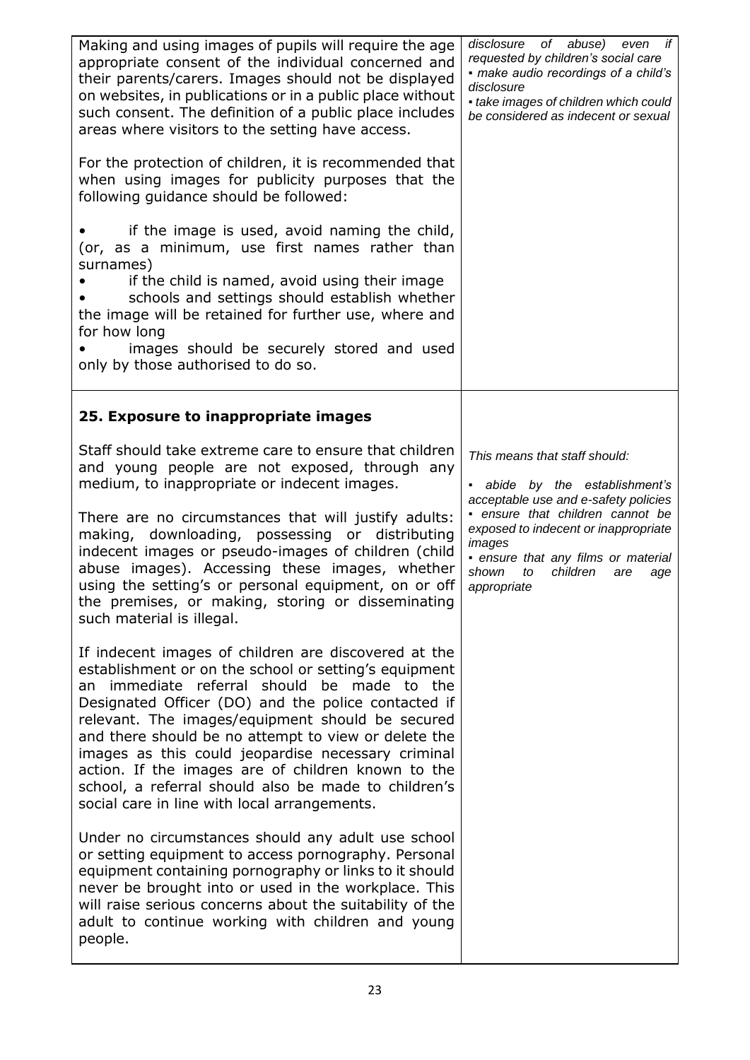| | |
|---|---|
| Making and using images of pupils will require the age appropriate consent of the individual concerned and their parents/carers. Images should not be displayed on websites, in publications or in a public place without such consent. The definition of a public place includes areas where visitors to the setting have access.<br><br>For the protection of children, it is recommended that when using images for publicity purposes that the following guidance should be followed:<br><br>• if the image is used, avoid naming the child, (or, as a minimum, use first names rather than surnames)<br>• if the child is named, avoid using their image<br>• schools and settings should establish whether the image will be retained for further use, where and for how long<br>• images should be securely stored and used only by those authorised to do so. | *disclosure of abuse) even if requested by children's social care*<br>*▪ make audio recordings of a child's disclosure*<br>*▪ take images of children which could be considered as indecent or sexual* |
| **25. Exposure to inappropriate images**<br><br>Staff should take extreme care to ensure that children and young people are not exposed, through any medium, to inappropriate or indecent images.<br><br>There are no circumstances that will justify adults: making, downloading, possessing or distributing indecent images or pseudo-images of children (child abuse images). Accessing these images, whether using the setting's or personal equipment, on or off the premises, or making, storing or disseminating such material is illegal.<br><br>If indecent images of children are discovered at the establishment or on the school or setting's equipment an immediate referral should be made to the Designated Officer (DO) and the police contacted if relevant. The images/equipment should be secured and there should be no attempt to view or delete the images as this could jeopardise necessary criminal action. If the images are of children known to the school, a referral should also be made to children's social care in line with local arrangements.<br><br>Under no circumstances should any adult use school or setting equipment to access pornography. Personal equipment containing pornography or links to it should never be brought into or used in the workplace. This will raise serious concerns about the suitability of the adult to continue working with children and young people. | *This means that staff should:*<br><br>*▪ abide by the establishment's acceptable use and e-safety policies*<br>*▪ ensure that children cannot be exposed to indecent or inappropriate images*<br>*▪ ensure that any films or material shown to children are age appropriate* |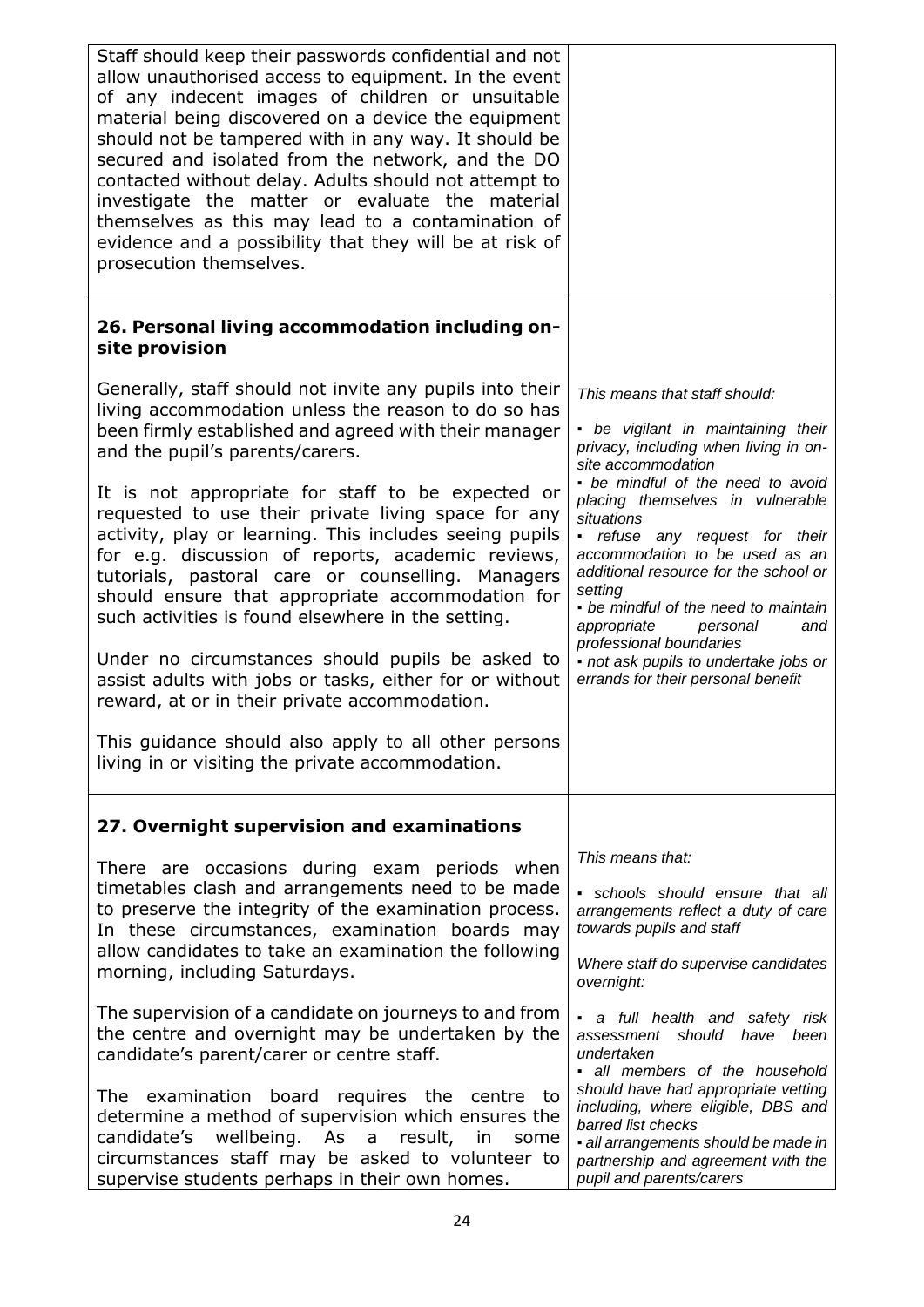Staff should keep their passwords confidential and not allow unauthorised access to equipment. In the event of any indecent images of children or unsuitable material being discovered on a device the equipment should not be tampered with in any way. It should be secured and isolated from the network, and the DO contacted without delay. Adults should not attempt to investigate the matter or evaluate the material themselves as this may lead to a contamination of evidence and a possibility that they will be at risk of prosecution themselves.

## 26. Personal living accommodation including on-site provision

Generally, staff should not invite any pupils into their living accommodation unless the reason to do so has been firmly established and agreed with their manager and the pupil's parents/carers.

It is not appropriate for staff to be expected or requested to use their private living space for any activity, play or learning. This includes seeing pupils for e.g. discussion of reports, academic reviews, tutorials, pastoral care or counselling. Managers should ensure that appropriate accommodation for such activities is found elsewhere in the setting.

Under no circumstances should pupils be asked to assist adults with jobs or tasks, either for or without reward, at or in their private accommodation.

This guidance should also apply to all other persons living in or visiting the private accommodation.

*This means that staff should:*

- *be vigilant in maintaining their privacy, including when living in on-site accommodation*
- *be mindful of the need to avoid placing themselves in vulnerable situations*
- *refuse any request for their accommodation to be used as an additional resource for the school or setting*
- *be mindful of the need to maintain appropriate personal and professional boundaries*
- *not ask pupils to undertake jobs or errands for their personal benefit*

## 27. Overnight supervision and examinations

There are occasions during exam periods when timetables clash and arrangements need to be made to preserve the integrity of the examination process. In these circumstances, examination boards may allow candidates to take an examination the following morning, including Saturdays.

The supervision of a candidate on journeys to and from the centre and overnight may be undertaken by the candidate's parent/carer or centre staff.

The examination board requires the centre to determine a method of supervision which ensures the candidate's wellbeing. As a result, in some circumstances staff may be asked to volunteer to supervise students perhaps in their own homes.

*This means that:*

- *schools should ensure that all arrangements reflect a duty of care towards pupils and staff*

*Where staff do supervise candidates overnight:*

- *a full health and safety risk assessment should have been undertaken*
- *all members of the household should have had appropriate vetting including, where eligible, DBS and barred list checks*
- *all arrangements should be made in partnership and agreement with the pupil and parents/carers*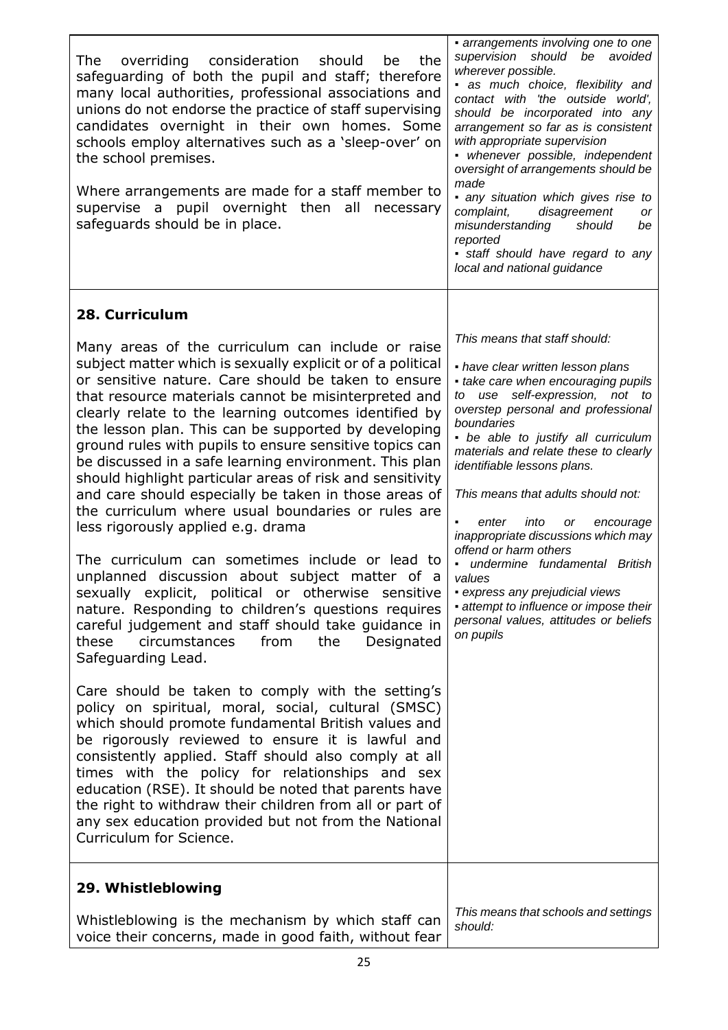| | |
|---|---|
| The overriding consideration should be the safeguarding of both the pupil and staff; therefore many local authorities, professional associations and unions do not endorse the practice of staff supervising candidates overnight in their own homes. Some schools employ alternatives such as a 'sleep-over' on the school premises.<br><br>Where arrangements are made for a staff member to supervise a pupil overnight then all necessary safeguards should be in place. | *▪ arrangements involving one to one supervision should be avoided wherever possible.*<br>*▪ as much choice, flexibility and contact with 'the outside world', should be incorporated into any arrangement so far as is consistent with appropriate supervision*<br>*▪ whenever possible, independent oversight of arrangements should be made*<br>*▪ any situation which gives rise to complaint, disagreement or misunderstanding should be reported*<br>*▪ staff should have regard to any local and national guidance* |
| **28. Curriculum**<br><br>Many areas of the curriculum can include or raise subject matter which is sexually explicit or of a political or sensitive nature. Care should be taken to ensure that resource materials cannot be misinterpreted and clearly relate to the learning outcomes identified by the lesson plan. This can be supported by developing ground rules with pupils to ensure sensitive topics can be discussed in a safe learning environment. This plan should highlight particular areas of risk and sensitivity and care should especially be taken in those areas of the curriculum where usual boundaries or rules are less rigorously applied e.g. drama<br><br>The curriculum can sometimes include or lead to unplanned discussion about subject matter of a sexually explicit, political or otherwise sensitive nature. Responding to children's questions requires careful judgement and staff should take guidance in these circumstances from the Designated Safeguarding Lead.<br><br>Care should be taken to comply with the setting's policy on spiritual, moral, social, cultural (SMSC) which should promote fundamental British values and be rigorously reviewed to ensure it is lawful and consistently applied. Staff should also comply at all times with the policy for relationships and sex education (RSE). It should be noted that parents have the right to withdraw their children from all or part of any sex education provided but not from the National Curriculum for Science. | *This means that staff should:*<br><br>*▪ have clear written lesson plans*<br>*▪ take care when encouraging pupils to use self-expression, not to overstep personal and professional boundaries*<br>*▪ be able to justify all curriculum materials and relate these to clearly identifiable lessons plans.*<br><br>*This means that adults should not:*<br><br>*▪ enter into or encourage inappropriate discussions which may offend or harm others*<br>*▪ undermine fundamental British values*<br>*▪ express any prejudicial views*<br>*▪ attempt to influence or impose their personal values, attitudes or beliefs on pupils* |
| **29. Whistleblowing**<br><br>Whistleblowing is the mechanism by which staff can voice their concerns, made in good faith, without fear | *This means that schools and settings should:* |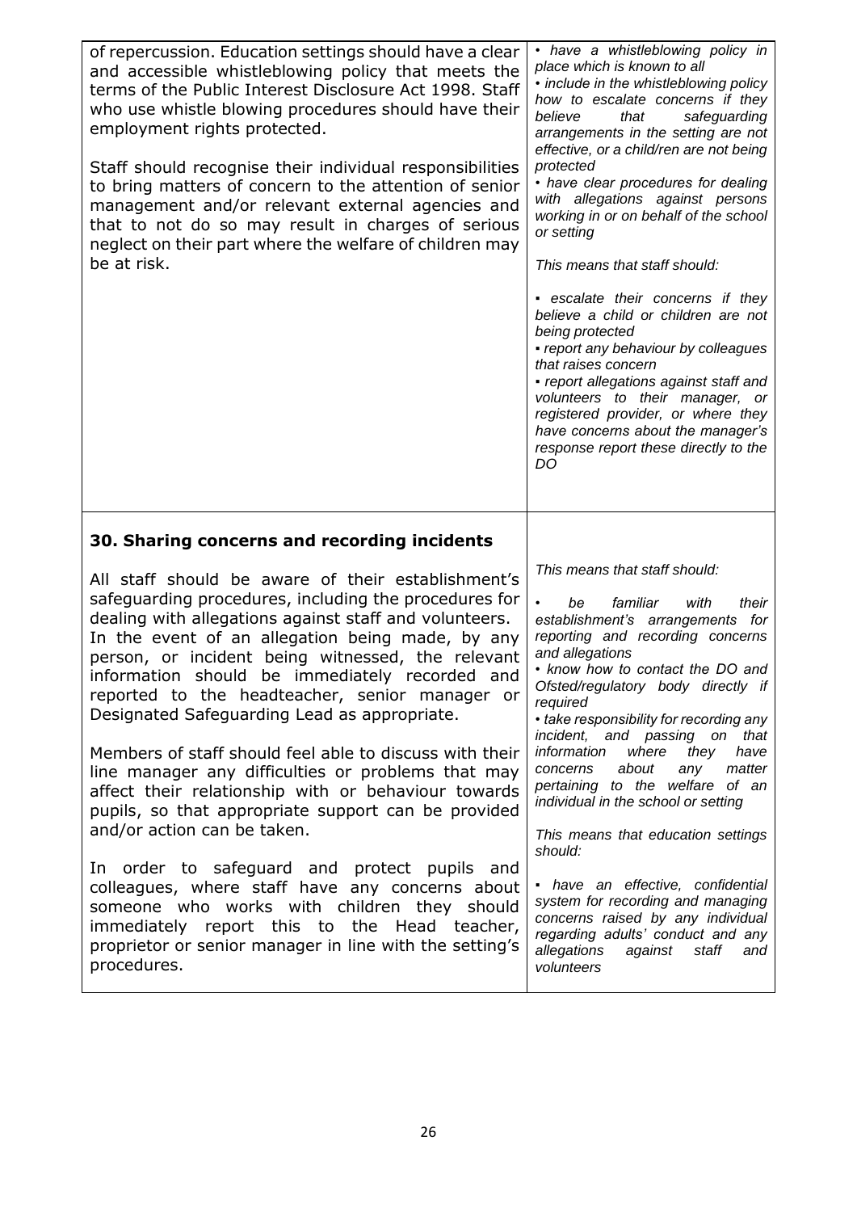| | |
|---|---|
| of repercussion. Education settings should have a clear and accessible whistleblowing policy that meets the terms of the Public Interest Disclosure Act 1998. Staff who use whistle blowing procedures should have their employment rights protected.<br><br>Staff should recognise their individual responsibilities to bring matters of concern to the attention of senior management and/or relevant external agencies and that to not do so may result in charges of serious neglect on their part where the welfare of children may be at risk. | *• have a whistleblowing policy in place which is known to all*<br>*• include in the whistleblowing policy how to escalate concerns if they believe that safeguarding arrangements in the setting are not effective, or a child/ren are not being protected*<br>*• have clear procedures for dealing with allegations against persons working in or on behalf of the school or setting*<br><br>*This means that staff should:*<br><br>*▪ escalate their concerns if they believe a child or children are not being protected*<br>*▪ report any behaviour by colleagues that raises concern*<br>*▪ report allegations against staff and volunteers to their manager, or registered provider, or where they have concerns about the manager's response report these directly to the DO* |
| **30. Sharing concerns and recording incidents**<br><br>All staff should be aware of their establishment's safeguarding procedures, including the procedures for dealing with allegations against staff and volunteers. In the event of an allegation being made, by any person, or incident being witnessed, the relevant information should be immediately recorded and reported to the headteacher, senior manager or Designated Safeguarding Lead as appropriate.<br><br>Members of staff should feel able to discuss with their line manager any difficulties or problems that may affect their relationship with or behaviour towards pupils, so that appropriate support can be provided and/or action can be taken.<br><br>In order to safeguard and protect pupils and colleagues, where staff have any concerns about someone who works with children they should immediately report this to the Head teacher, proprietor or senior manager in line with the setting's procedures. | *This means that staff should:*<br><br>*• be familiar with their establishment's arrangements for reporting and recording concerns and allegations*<br>*• know how to contact the DO and Ofsted/regulatory body directly if required*<br>*• take responsibility for recording any incident, and passing on that information where they have concerns about any matter pertaining to the welfare of an individual in the school or setting*<br><br>*This means that education settings should:*<br><br>*▪ have an effective, confidential system for recording and managing concerns raised by any individual regarding adults' conduct and any allegations against staff and volunteers* |